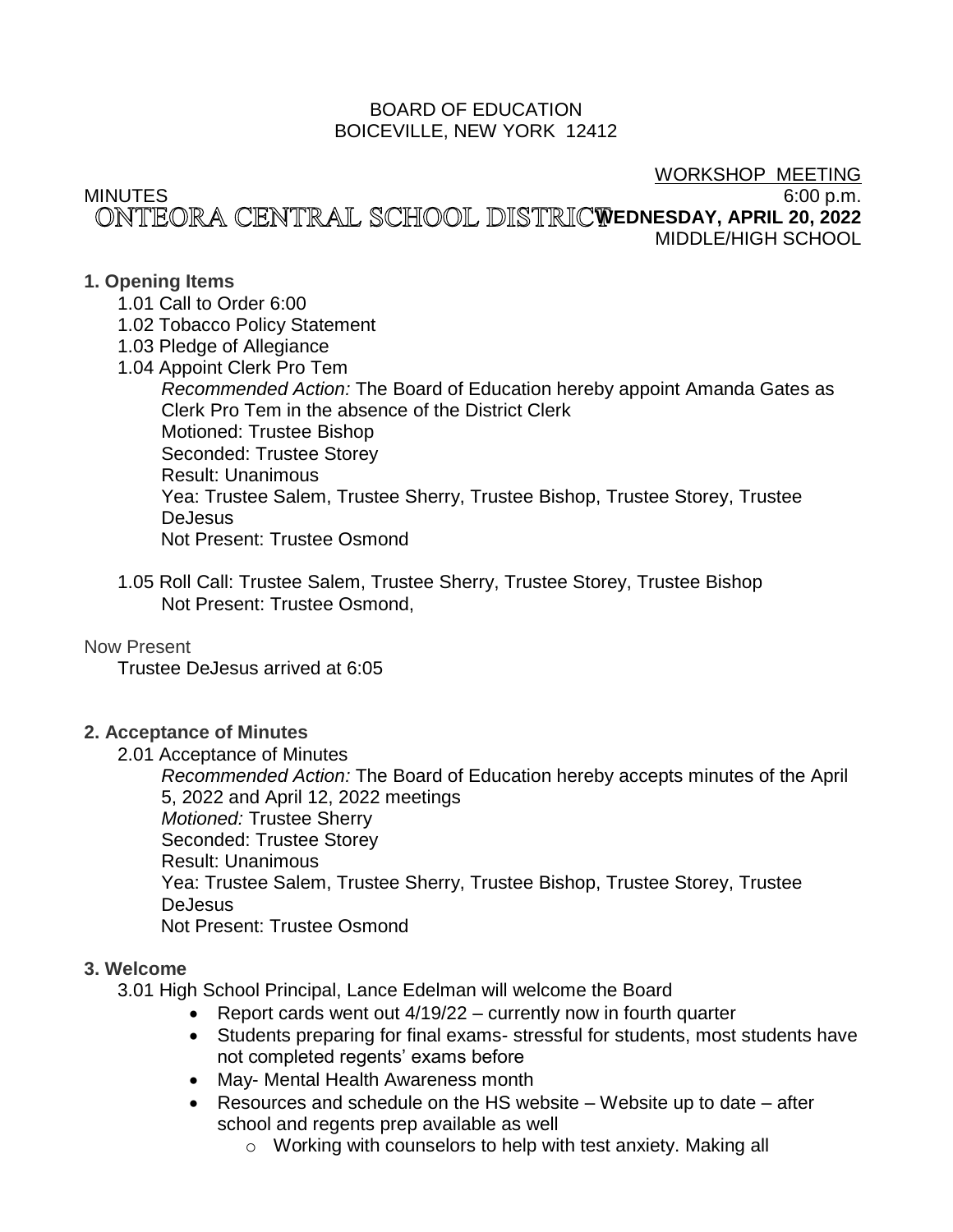BOARD OF EDUCATION
BOICEVILLE, NEW YORK 12412

WORKSHOP MEETING

MINUTES 6:00 p.m.

# ONTEORA CENTRAL SCHOOL DISTRICT

**WEDNESDAY, APRIL 20, 2022**
MIDDLE/HIGH SCHOOL

**1. Opening Items**

1.01 Call to Order 6:00

1.02 Tobacco Policy Statement

1.03 Pledge of Allegiance

1.04 Appoint Clerk Pro Tem

*Recommended Action:* The Board of Education hereby appoint Amanda Gates as Clerk Pro Tem in the absence of the District Clerk
Motioned: Trustee Bishop
Seconded: Trustee Storey
Result: Unanimous
Yea: Trustee Salem, Trustee Sherry, Trustee Bishop, Trustee Storey, Trustee DeJesus
Not Present: Trustee Osmond

1.05 Roll Call: Trustee Salem, Trustee Sherry, Trustee Storey, Trustee Bishop
Not Present: Trustee Osmond,

Now Present
Trustee DeJesus arrived at 6:05

**2. Acceptance of Minutes**

2.01 Acceptance of Minutes

*Recommended Action:* The Board of Education hereby accepts minutes of the April 5, 2022 and April 12, 2022 meetings
*Motioned:* Trustee Sherry
Seconded: Trustee Storey
Result: Unanimous
Yea: Trustee Salem, Trustee Sherry, Trustee Bishop, Trustee Storey, Trustee DeJesus
Not Present: Trustee Osmond

**3. Welcome**

3.01 High School Principal, Lance Edelman will welcome the Board

- Report cards went out 4/19/22 – currently now in fourth quarter
- Students preparing for final exams- stressful for students, most students have not completed regents' exams before
- May- Mental Health Awareness month
- Resources and schedule on the HS website – Website up to date – after school and regents prep available as well
    - Working with counselors to help with test anxiety. Making all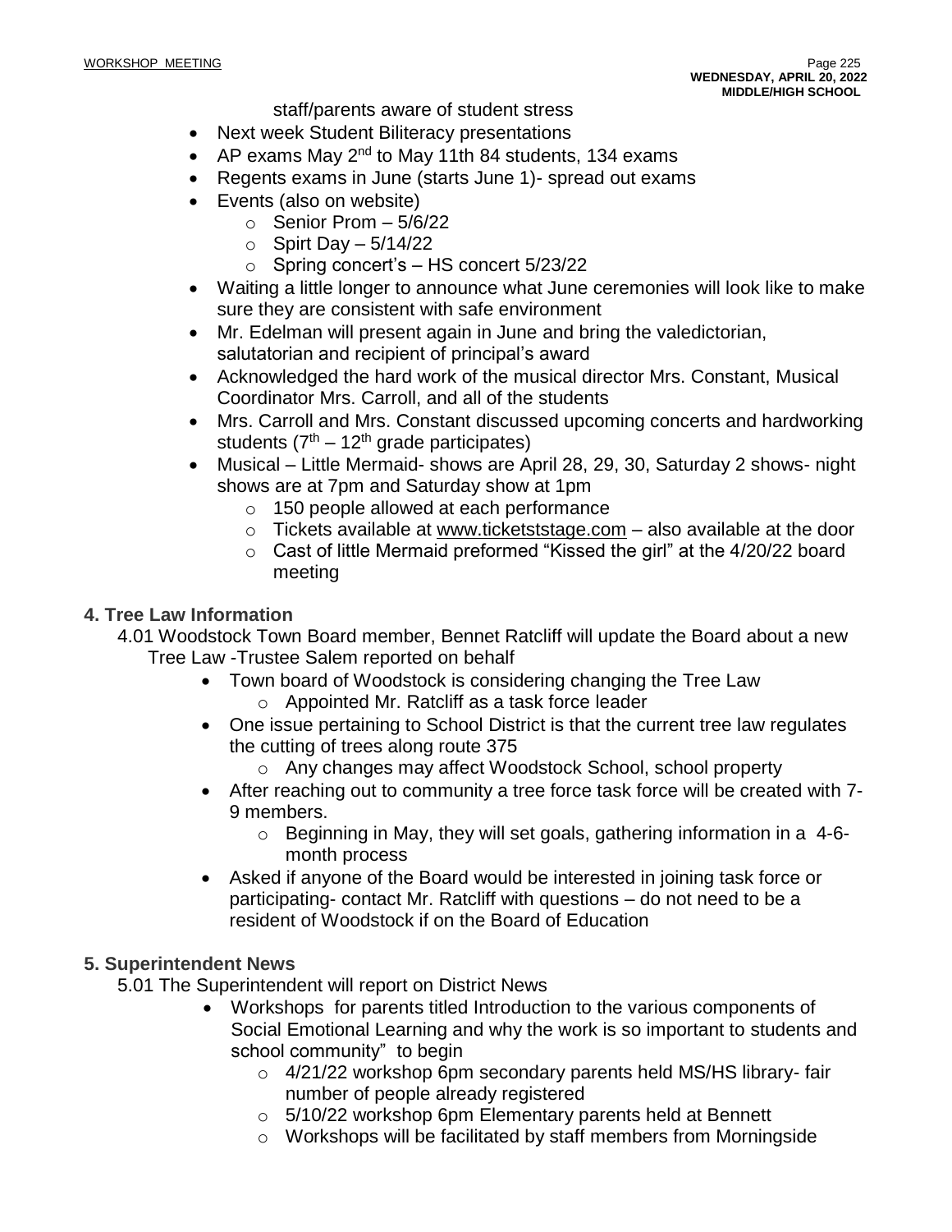staff/parents aware of student stress

- Next week Student Biliteracy presentations
- AP exams May 2nd to May 11th 84 students, 134 exams
- Regents exams in June (starts June 1)- spread out exams
- Events (also on website)
  - Senior Prom – 5/6/22
  - Spirt Day – 5/14/22
  - Spring concert's – HS concert 5/23/22
- Waiting a little longer to announce what June ceremonies will look like to make sure they are consistent with safe environment
- Mr. Edelman will present again in June and bring the valedictorian, salutatorian and recipient of principal's award
- Acknowledged the hard work of the musical director Mrs. Constant, Musical Coordinator Mrs. Carroll, and all of the students
- Mrs. Carroll and Mrs. Constant discussed upcoming concerts and hardworking students (7th – 12th grade participates)
- Musical – Little Mermaid- shows are April 28, 29, 30, Saturday 2 shows- night shows are at 7pm and Saturday show at 1pm
  - 150 people allowed at each performance
  - Tickets available at www.ticketstage.com – also available at the door
  - Cast of little Mermaid preformed "Kissed the girl" at the 4/20/22 board meeting

**4. Tree Law Information**

4.01 Woodstock Town Board member, Bennet Ratcliff will update the Board about a new Tree Law -Trustee Salem reported on behalf

- Town board of Woodstock is considering changing the Tree Law
  - Appointed Mr. Ratcliff as a task force leader
- One issue pertaining to School District is that the current tree law regulates the cutting of trees along route 375
  - Any changes may affect Woodstock School, school property
- After reaching out to community a tree force task force will be created with 7-9 members.
  - Beginning in May, they will set goals, gathering information in a 4-6-month process
- Asked if anyone of the Board would be interested in joining task force or participating- contact Mr. Ratcliff with questions – do not need to be a resident of Woodstock if on the Board of Education

**5. Superintendent News**

5.01 The Superintendent will report on District News

- Workshops for parents titled Introduction to the various components of Social Emotional Learning and why the work is so important to students and school community" to begin
  - 4/21/22 workshop 6pm secondary parents held MS/HS library- fair number of people already registered
  - 5/10/22 workshop 6pm Elementary parents held at Bennett
  - Workshops will be facilitated by staff members from Morningside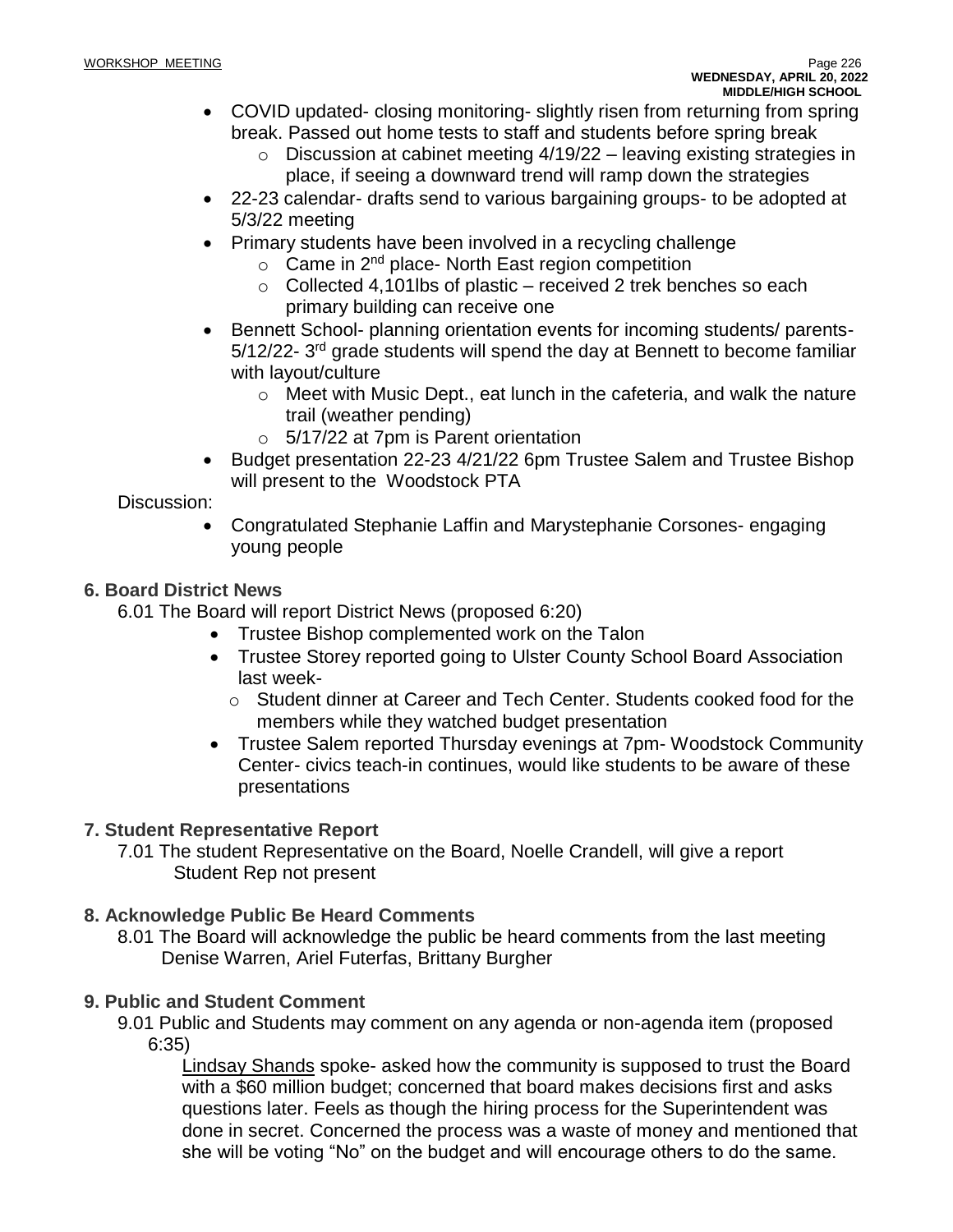- COVID updated- closing monitoring- slightly risen from returning from spring break. Passed out home tests to staff and students before spring break
  - Discussion at cabinet meeting 4/19/22 – leaving existing strategies in place, if seeing a downward trend will ramp down the strategies
- 22-23 calendar- drafts send to various bargaining groups- to be adopted at 5/3/22 meeting
- Primary students have been involved in a recycling challenge
  - Came in 2nd place- North East region competition
  - Collected 4,101lbs of plastic – received 2 trek benches so each primary building can receive one
- Bennett School- planning orientation events for incoming students/ parents- 5/12/22- 3rd grade students will spend the day at Bennett to become familiar with layout/culture
  - Meet with Music Dept., eat lunch in the cafeteria, and walk the nature trail (weather pending)
  - 5/17/22 at 7pm is Parent orientation
- Budget presentation 22-23 4/21/22 6pm Trustee Salem and Trustee Bishop will present to the Woodstock PTA

Discussion:

- Congratulated Stephanie Laffin and Marystephanie Corsones- engaging young people

### 6. Board District News

6.01 The Board will report District News (proposed 6:20)

- Trustee Bishop complemented work on the Talon
- Trustee Storey reported going to Ulster County School Board Association last week-
  - Student dinner at Career and Tech Center. Students cooked food for the members while they watched budget presentation
- Trustee Salem reported Thursday evenings at 7pm- Woodstock Community Center- civics teach-in continues, would like students to be aware of these presentations

### 7. Student Representative Report

7.01 The student Representative on the Board, Noelle Crandell, will give a report
Student Rep not present

### 8. Acknowledge Public Be Heard Comments

8.01 The Board will acknowledge the public be heard comments from the last meeting
Denise Warren, Ariel Futerfas, Brittany Burgher

### 9. Public and Student Comment

9.01 Public and Students may comment on any agenda or non-agenda item (proposed 6:35)

Lindsay Shands spoke- asked how the community is supposed to trust the Board with a $60 million budget; concerned that board makes decisions first and asks questions later. Feels as though the hiring process for the Superintendent was done in secret. Concerned the process was a waste of money and mentioned that she will be voting "No" on the budget and will encourage others to do the same.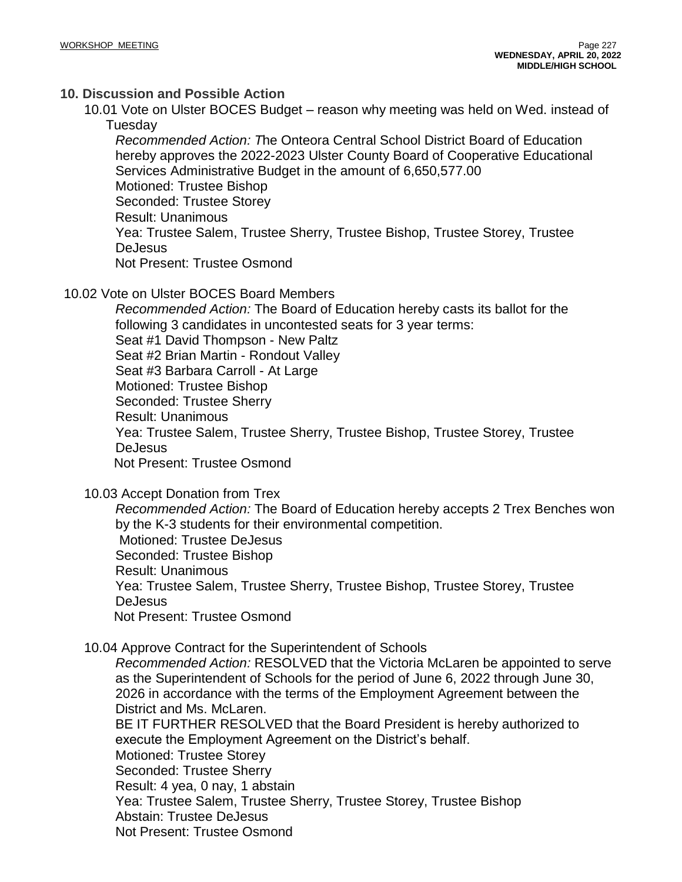## 10. Discussion and Possible Action

10.01 Vote on Ulster BOCES Budget – reason why meeting was held on Wed. instead of Tuesday

*Recommended Action: T*he Onteora Central School District Board of Education hereby approves the 2022-2023 Ulster County Board of Cooperative Educational Services Administrative Budget in the amount of 6,650,577.00
Motioned: Trustee Bishop
Seconded: Trustee Storey
Result: Unanimous
Yea: Trustee Salem, Trustee Sherry, Trustee Bishop, Trustee Storey, Trustee DeJesus
Not Present: Trustee Osmond

10.02 Vote on Ulster BOCES Board Members

*Recommended Action:* The Board of Education hereby casts its ballot for the following 3 candidates in uncontested seats for 3 year terms:
Seat #1 David Thompson - New Paltz
Seat #2 Brian Martin - Rondout Valley
Seat #3 Barbara Carroll - At Large
Motioned: Trustee Bishop
Seconded: Trustee Sherry
Result: Unanimous
Yea: Trustee Salem, Trustee Sherry, Trustee Bishop, Trustee Storey, Trustee DeJesus
Not Present: Trustee Osmond

10.03 Accept Donation from Trex

*Recommended Action:* The Board of Education hereby accepts 2 Trex Benches won by the K-3 students for their environmental competition.
Motioned: Trustee DeJesus
Seconded: Trustee Bishop
Result: Unanimous
Yea: Trustee Salem, Trustee Sherry, Trustee Bishop, Trustee Storey, Trustee DeJesus
Not Present: Trustee Osmond

10.04 Approve Contract for the Superintendent of Schools

*Recommended Action:* RESOLVED that the Victoria McLaren be appointed to serve as the Superintendent of Schools for the period of June 6, 2022 through June 30, 2026 in accordance with the terms of the Employment Agreement between the District and Ms. McLaren.
BE IT FURTHER RESOLVED that the Board President is hereby authorized to execute the Employment Agreement on the District's behalf.
Motioned: Trustee Storey
Seconded: Trustee Sherry
Result: 4 yea, 0 nay, 1 abstain
Yea: Trustee Salem, Trustee Sherry, Trustee Storey, Trustee Bishop
Abstain: Trustee DeJesus
Not Present: Trustee Osmond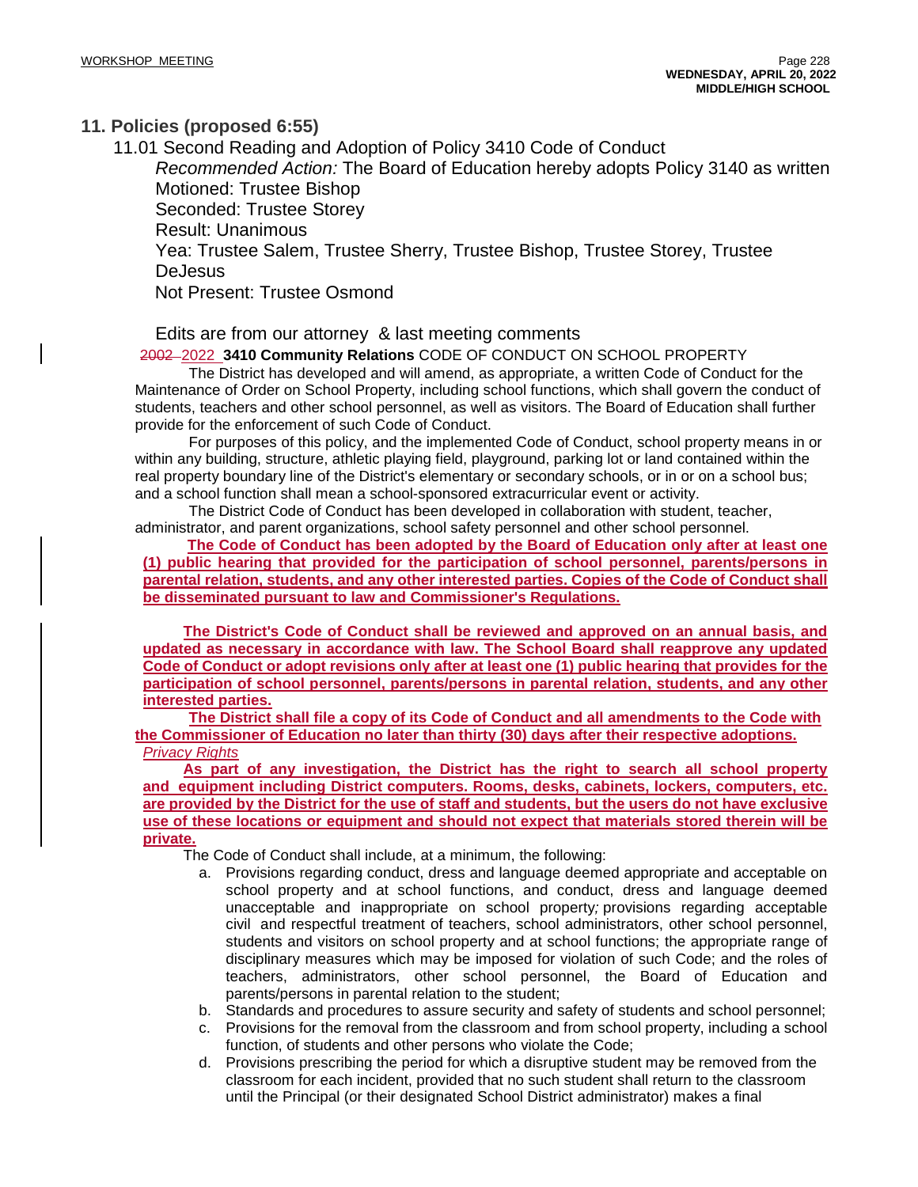## 11. Policies (proposed 6:55)

11.01 Second Reading and Adoption of Policy 3410 Code of Conduct

*Recommended Action:* The Board of Education hereby adopts Policy 3140 as written

Motioned: Trustee Bishop

Seconded: Trustee Storey

Result: Unanimous

Yea: Trustee Salem, Trustee Sherry, Trustee Bishop, Trustee Storey, Trustee DeJesus

Not Present: Trustee Osmond

Edits are from our attorney & last meeting comments

~~2002~~ 2022 **3410 Community Relations** CODE OF CONDUCT ON SCHOOL PROPERTY

The District has developed and will amend, as appropriate, a written Code of Conduct for the Maintenance of Order on School Property, including school functions, which shall govern the conduct of students, teachers and other school personnel, as well as visitors. The Board of Education shall further provide for the enforcement of such Code of Conduct.

For purposes of this policy, and the implemented Code of Conduct, school property means in or within any building, structure, athletic playing field, playground, parking lot or land contained within the real property boundary line of the District's elementary or secondary schools, or in or on a school bus; and a school function shall mean a school-sponsored extracurricular event or activity.

The District Code of Conduct has been developed in collaboration with student, teacher, administrator, and parent organizations, school safety personnel and other school personnel.

**The Code of Conduct has been adopted by the Board of Education only after at least one (1) public hearing that provided for the participation of school personnel, parents/persons in parental relation, students, and any other interested parties. Copies of the Code of Conduct shall be disseminated pursuant to law and Commissioner's Regulations.**

**The District's Code of Conduct shall be reviewed and approved on an annual basis, and updated as necessary in accordance with law. The School Board shall reapprove any updated Code of Conduct or adopt revisions only after at least one (1) public hearing that provides for the participation of school personnel, parents/persons in parental relation, students, and any other interested parties.**

**The District shall file a copy of its Code of Conduct and all amendments to the Code with the Commissioner of Education no later than thirty (30) days after their respective adoptions.**

*Privacy Rights*

**As part of any investigation, the District has the right to search all school property and equipment including District computers. Rooms, desks, cabinets, lockers, computers, etc. are provided by the District for the use of staff and students, but the users do not have exclusive use of these locations or equipment and should not expect that materials stored therein will be private.**

The Code of Conduct shall include, at a minimum, the following:

a. Provisions regarding conduct, dress and language deemed appropriate and acceptable on school property and at school functions, and conduct, dress and language deemed unacceptable and inappropriate on school property; provisions regarding acceptable civil and respectful treatment of teachers, school administrators, other school personnel, students and visitors on school property and at school functions; the appropriate range of disciplinary measures which may be imposed for violation of such Code; and the roles of teachers, administrators, other school personnel, the Board of Education and parents/persons in parental relation to the student;

b. Standards and procedures to assure security and safety of students and school personnel;

c. Provisions for the removal from the classroom and from school property, including a school function, of students and other persons who violate the Code;

d. Provisions prescribing the period for which a disruptive student may be removed from the classroom for each incident, provided that no such student shall return to the classroom until the Principal (or their designated School District administrator) makes a final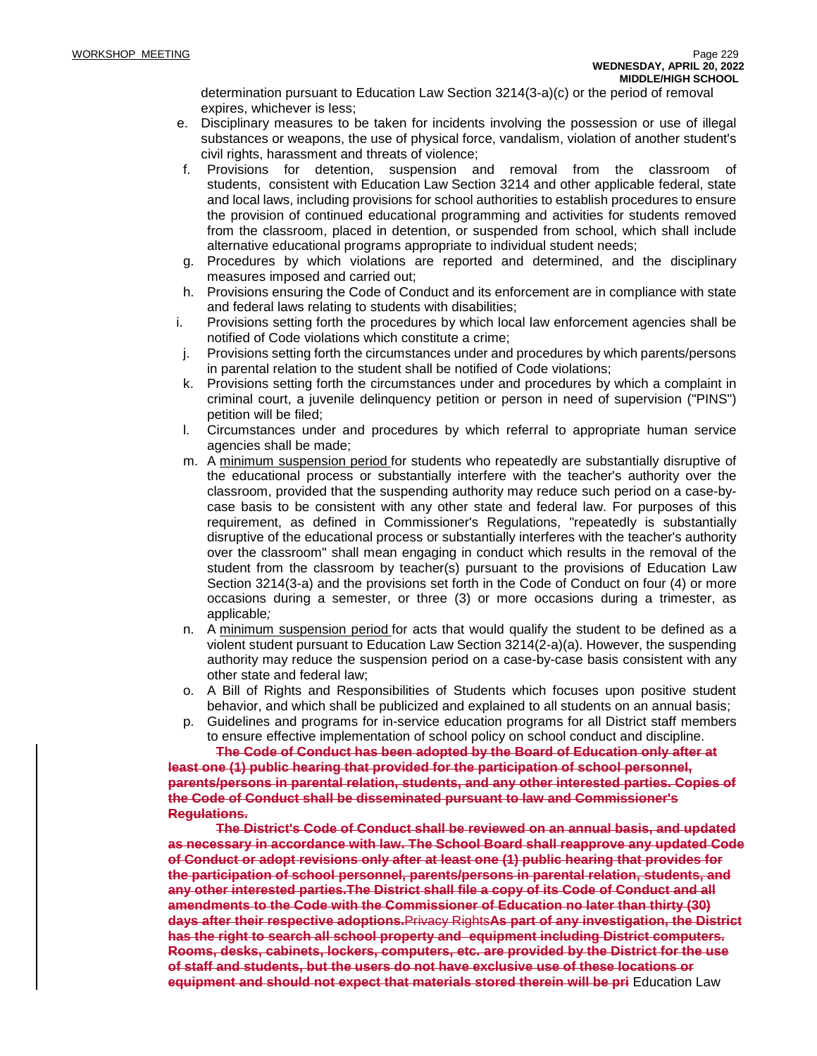determination pursuant to Education Law Section 3214(3-a)(c) or the period of removal expires, whichever is less;

e. Disciplinary measures to be taken for incidents involving the possession or use of illegal substances or weapons, the use of physical force, vandalism, violation of another student's civil rights, harassment and threats of violence;

f. Provisions for detention, suspension and removal from the classroom of students, consistent with Education Law Section 3214 and other applicable federal, state and local laws, including provisions for school authorities to establish procedures to ensure the provision of continued educational programming and activities for students removed from the classroom, placed in detention, or suspended from school, which shall include alternative educational programs appropriate to individual student needs;

g. Procedures by which violations are reported and determined, and the disciplinary measures imposed and carried out;

h. Provisions ensuring the Code of Conduct and its enforcement are in compliance with state and federal laws relating to students with disabilities;

i. Provisions setting forth the procedures by which local law enforcement agencies shall be notified of Code violations which constitute a crime;

j. Provisions setting forth the circumstances under and procedures by which parents/persons in parental relation to the student shall be notified of Code violations;

k. Provisions setting forth the circumstances under and procedures by which a complaint in criminal court, a juvenile delinquency petition or person in need of supervision ("PINS") petition will be filed;

l. Circumstances under and procedures by which referral to appropriate human service agencies shall be made;

m. A minimum suspension period for students who repeatedly are substantially disruptive of the educational process or substantially interfere with the teacher's authority over the classroom, provided that the suspending authority may reduce such period on a case-by-case basis to be consistent with any other state and federal law. For purposes of this requirement, as defined in Commissioner's Regulations, "repeatedly is substantially disruptive of the educational process or substantially interferes with the teacher's authority over the classroom" shall mean engaging in conduct which results in the removal of the student from the classroom by teacher(s) pursuant to the provisions of Education Law Section 3214(3-a) and the provisions set forth in the Code of Conduct on four (4) or more occasions during a semester, or three (3) or more occasions during a trimester, as applicable*;*

n. A minimum suspension period for acts that would qualify the student to be defined as a violent student pursuant to Education Law Section 3214(2-a)(a). However, the suspending authority may reduce the suspension period on a case-by-case basis consistent with any other state and federal law;

o. A Bill of Rights and Responsibilities of Students which focuses upon positive student behavior, and which shall be publicized and explained to all students on an annual basis;

p. Guidelines and programs for in-service education programs for all District staff members to ensure effective implementation of school policy on school conduct and discipline.

~~**The Code of Conduct has been adopted by the Board of Education only after at least one (1) public hearing that provided for the participation of school personnel, parents/persons in parental relation, students, and any other interested parties. Copies of the Code of Conduct shall be disseminated pursuant to law and Commissioner's Regulations.**~~

~~**The District's Code of Conduct shall be reviewed on an annual basis, and updated as necessary in accordance with law. The School Board shall reapprove any updated Code of Conduct or adopt revisions only after at least one (1) public hearing that provides for the participation of school personnel, parents/persons in parental relation, students, and any other interested parties.The District shall file a copy of its Code of Conduct and all amendments to the Code with the Commissioner of Education no later than thirty (30) days after their respective adoptions.**~~Privacy Rights~~**As part of any investigation, the District has the right to search all school property and equipment including District computers. Rooms, desks, cabinets, lockers, computers, etc. are provided by the District for the use of staff and students, but the users do not have exclusive use of these locations or equipment and should not expect that materials stored therein will be pri**~~ Education Law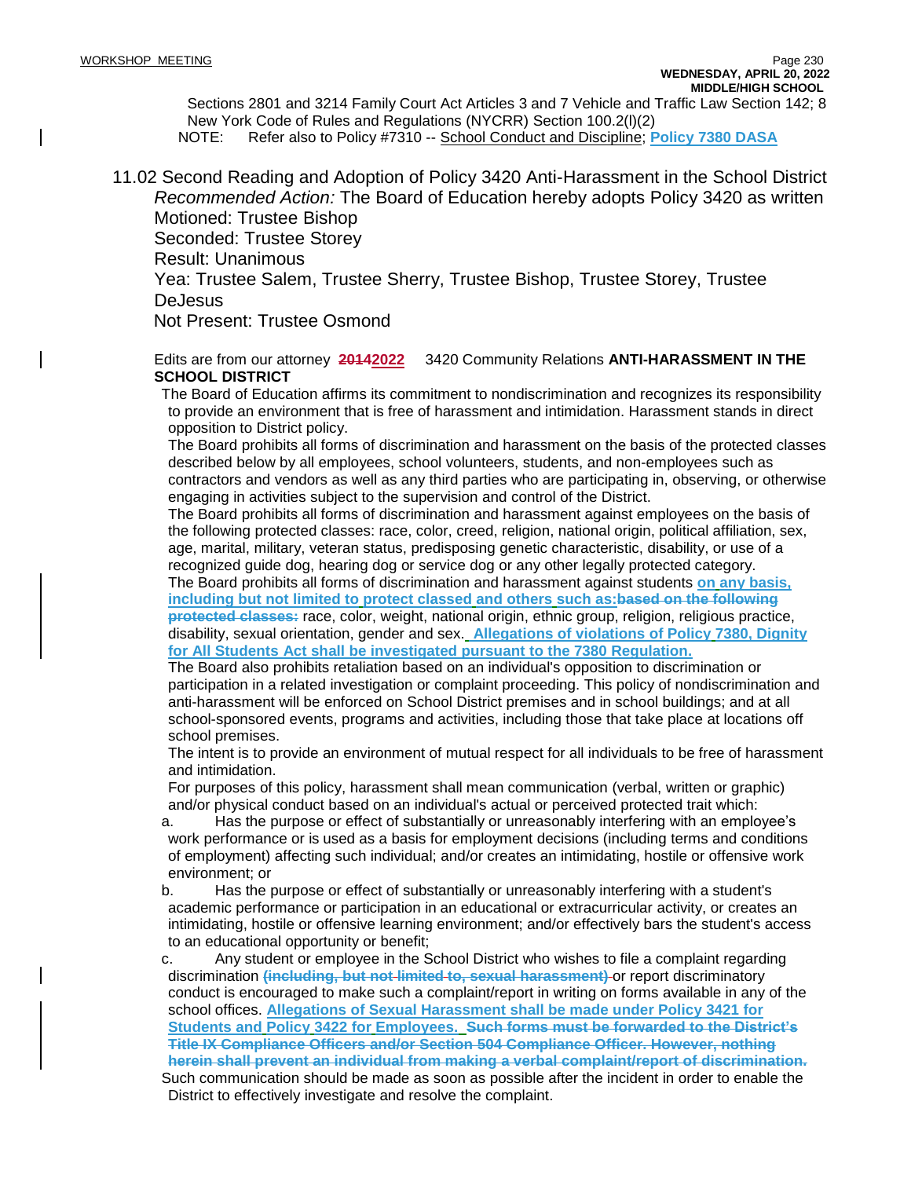Sections 2801 and 3214 Family Court Act Articles 3 and 7 Vehicle and Traffic Law Section 142; 8 New York Code of Rules and Regulations (NYCRR) Section 100.2(l)(2)

NOTE: Refer also to Policy #7310 -- School Conduct and Discipline; **Policy 7380 DASA**

11.02 Second Reading and Adoption of Policy 3420 Anti-Harassment in the School District

*Recommended Action:* The Board of Education hereby adopts Policy 3420 as written

Motioned: Trustee Bishop

Seconded: Trustee Storey

Result: Unanimous

Yea: Trustee Salem, Trustee Sherry, Trustee Bishop, Trustee Storey, Trustee DeJesus

Not Present: Trustee Osmond

Edits are from our attorney ~~2014~~2022 3420 Community Relations **ANTI-HARASSMENT IN THE SCHOOL DISTRICT**

The Board of Education affirms its commitment to nondiscrimination and recognizes its responsibility to provide an environment that is free of harassment and intimidation. Harassment stands in direct opposition to District policy.

The Board prohibits all forms of discrimination and harassment on the basis of the protected classes described below by all employees, school volunteers, students, and non-employees such as contractors and vendors as well as any third parties who are participating in, observing, or otherwise engaging in activities subject to the supervision and control of the District.

The Board prohibits all forms of discrimination and harassment against employees on the basis of the following protected classes: race, color, creed, religion, national origin, political affiliation, sex, age, marital, military, veteran status, predisposing genetic characteristic, disability, or use of a recognized guide dog, hearing dog or service dog or any other legally protected category.

The Board prohibits all forms of discrimination and harassment against students **on any basis, including but not limited to protect classed and others such as:**~~based on the following protected classes:~~ race, color, weight, national origin, ethnic group, religion, religious practice, disability, sexual orientation, gender and sex. **Allegations of violations of Policy 7380, Dignity for All Students Act shall be investigated pursuant to the 7380 Regulation.**

The Board also prohibits retaliation based on an individual's opposition to discrimination or participation in a related investigation or complaint proceeding. This policy of nondiscrimination and anti-harassment will be enforced on School District premises and in school buildings; and at all school-sponsored events, programs and activities, including those that take place at locations off school premises.

The intent is to provide an environment of mutual respect for all individuals to be free of harassment and intimidation.

For purposes of this policy, harassment shall mean communication (verbal, written or graphic) and/or physical conduct based on an individual's actual or perceived protected trait which:

a. Has the purpose or effect of substantially or unreasonably interfering with an employee's work performance or is used as a basis for employment decisions (including terms and conditions of employment) affecting such individual; and/or creates an intimidating, hostile or offensive work environment; or

b. Has the purpose or effect of substantially or unreasonably interfering with a student's academic performance or participation in an educational or extracurricular activity, or creates an intimidating, hostile or offensive learning environment; and/or effectively bars the student's access to an educational opportunity or benefit;

c. Any student or employee in the School District who wishes to file a complaint regarding discrimination ~~(including, but not limited to, sexual harassment)~~ or report discriminatory conduct is encouraged to make such a complaint/report in writing on forms available in any of the school offices. **Allegations of Sexual Harassment shall be made under Policy 3421 for Students and Policy 3422 for Employees.** ~~Such forms must be forwarded to the District's Title IX Compliance Officers and/or Section 504 Compliance Officer. However, nothing herein shall prevent an individual from making a verbal complaint/report of discrimination.~~

Such communication should be made as soon as possible after the incident in order to enable the District to effectively investigate and resolve the complaint.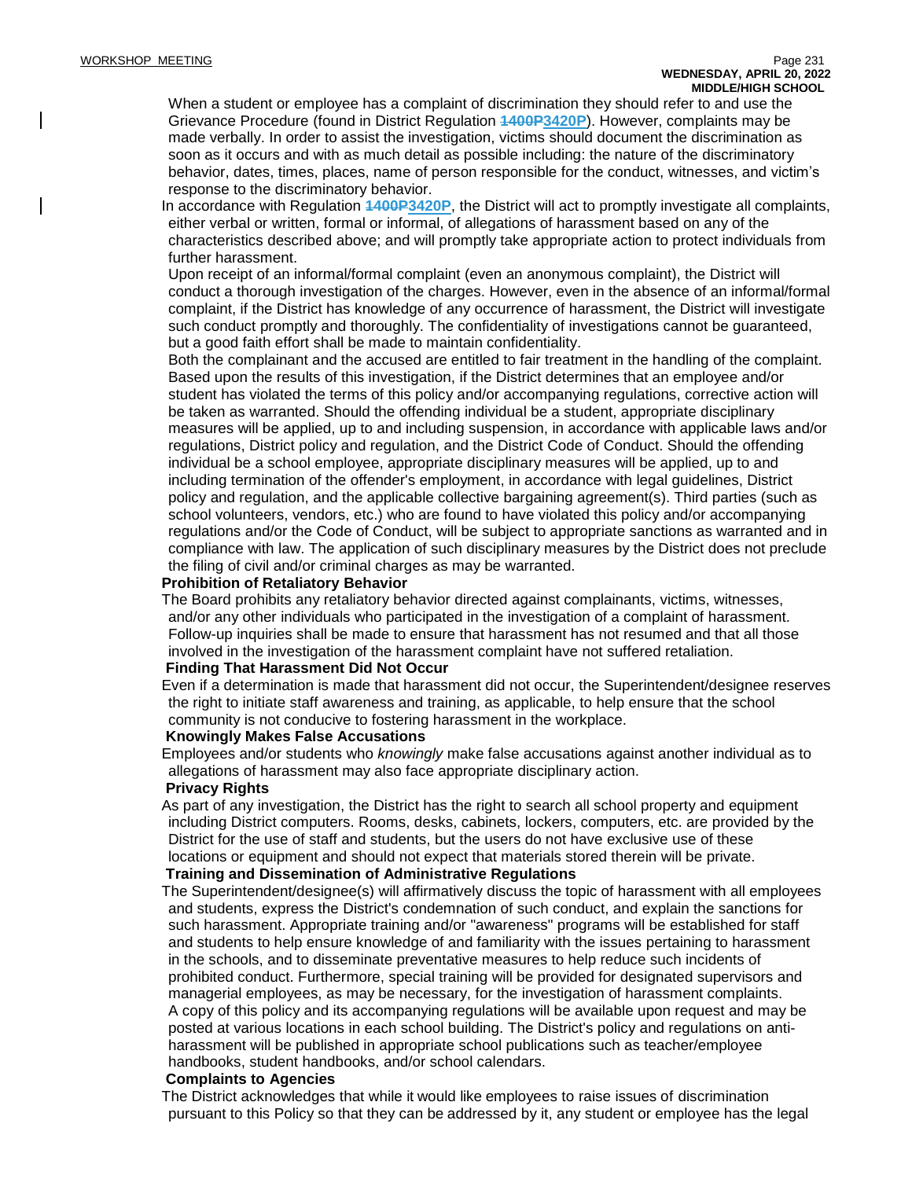When a student or employee has a complaint of discrimination they should refer to and use the Grievance Procedure (found in District Regulation ~~1400P~~3420P). However, complaints may be made verbally. In order to assist the investigation, victims should document the discrimination as soon as it occurs and with as much detail as possible including: the nature of the discriminatory behavior, dates, times, places, name of person responsible for the conduct, witnesses, and victim's response to the discriminatory behavior.

In accordance with Regulation ~~1400P~~3420P, the District will act to promptly investigate all complaints, either verbal or written, formal or informal, of allegations of harassment based on any of the characteristics described above; and will promptly take appropriate action to protect individuals from further harassment.

Upon receipt of an informal/formal complaint (even an anonymous complaint), the District will conduct a thorough investigation of the charges. However, even in the absence of an informal/formal complaint, if the District has knowledge of any occurrence of harassment, the District will investigate such conduct promptly and thoroughly. The confidentiality of investigations cannot be guaranteed, but a good faith effort shall be made to maintain confidentiality.

Both the complainant and the accused are entitled to fair treatment in the handling of the complaint. Based upon the results of this investigation, if the District determines that an employee and/or student has violated the terms of this policy and/or accompanying regulations, corrective action will be taken as warranted. Should the offending individual be a student, appropriate disciplinary measures will be applied, up to and including suspension, in accordance with applicable laws and/or regulations, District policy and regulation, and the District Code of Conduct. Should the offending individual be a school employee, appropriate disciplinary measures will be applied, up to and including termination of the offender's employment, in accordance with legal guidelines, District policy and regulation, and the applicable collective bargaining agreement(s). Third parties (such as school volunteers, vendors, etc.) who are found to have violated this policy and/or accompanying regulations and/or the Code of Conduct, will be subject to appropriate sanctions as warranted and in compliance with law. The application of such disciplinary measures by the District does not preclude the filing of civil and/or criminal charges as may be warranted.

**Prohibition of Retaliatory Behavior**

The Board prohibits any retaliatory behavior directed against complainants, victims, witnesses, and/or any other individuals who participated in the investigation of a complaint of harassment. Follow-up inquiries shall be made to ensure that harassment has not resumed and that all those involved in the investigation of the harassment complaint have not suffered retaliation.

**Finding That Harassment Did Not Occur**

Even if a determination is made that harassment did not occur, the Superintendent/designee reserves the right to initiate staff awareness and training, as applicable, to help ensure that the school community is not conducive to fostering harassment in the workplace.

**Knowingly Makes False Accusations**

Employees and/or students who *knowingly* make false accusations against another individual as to allegations of harassment may also face appropriate disciplinary action.

**Privacy Rights**

As part of any investigation, the District has the right to search all school property and equipment including District computers. Rooms, desks, cabinets, lockers, computers, etc. are provided by the District for the use of staff and students, but the users do not have exclusive use of these locations or equipment and should not expect that materials stored therein will be private.

**Training and Dissemination of Administrative Regulations**

The Superintendent/designee(s) will affirmatively discuss the topic of harassment with all employees and students, express the District's condemnation of such conduct, and explain the sanctions for such harassment. Appropriate training and/or "awareness" programs will be established for staff and students to help ensure knowledge of and familiarity with the issues pertaining to harassment in the schools, and to disseminate preventative measures to help reduce such incidents of prohibited conduct. Furthermore, special training will be provided for designated supervisors and managerial employees, as may be necessary, for the investigation of harassment complaints.

A copy of this policy and its accompanying regulations will be available upon request and may be posted at various locations in each school building. The District's policy and regulations on anti-harassment will be published in appropriate school publications such as teacher/employee handbooks, student handbooks, and/or school calendars.

**Complaints to Agencies**

The District acknowledges that while it would like employees to raise issues of discrimination pursuant to this Policy so that they can be addressed by it, any student or employee has the legal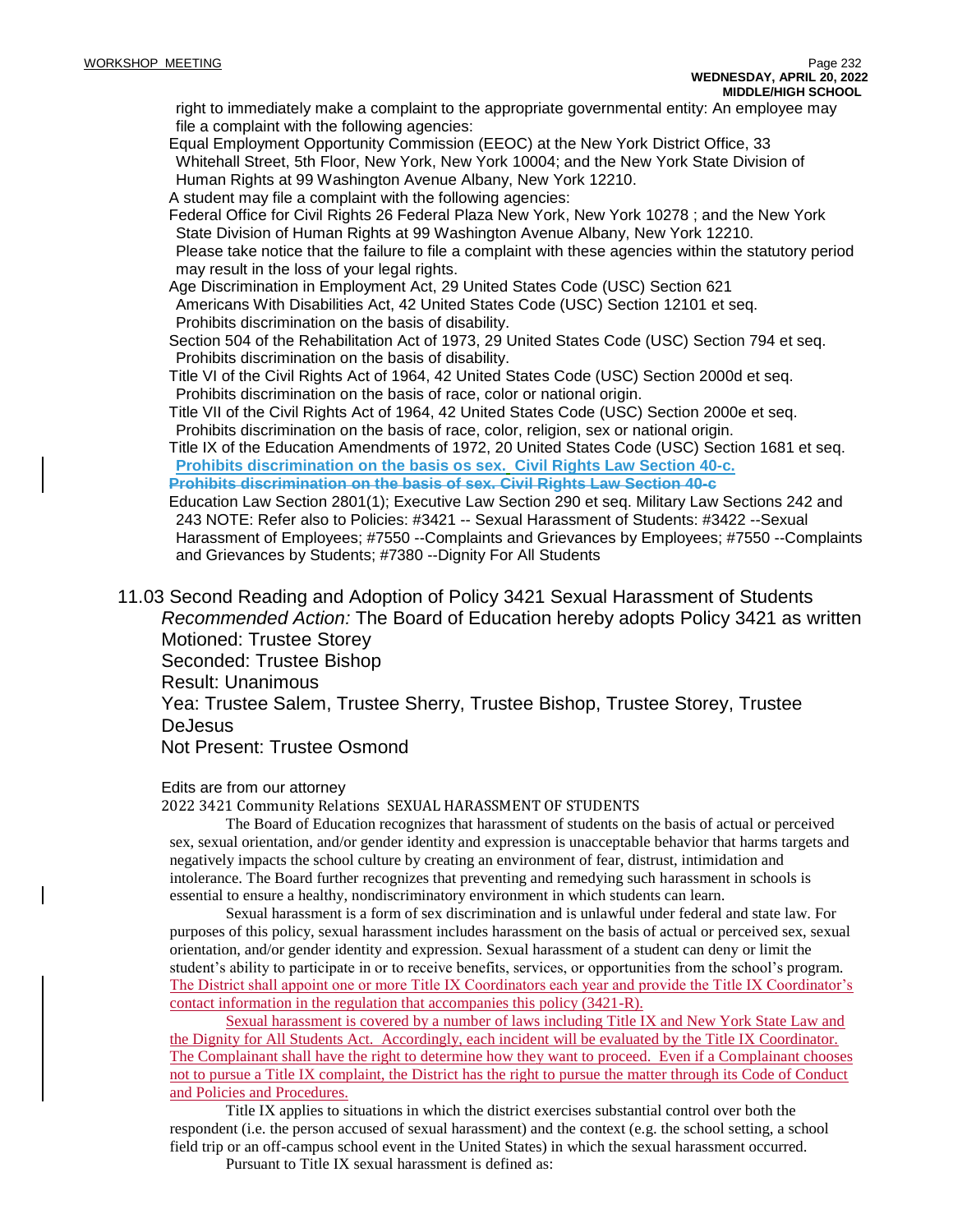right to immediately make a complaint to the appropriate governmental entity: An employee may file a complaint with the following agencies:

Equal Employment Opportunity Commission (EEOC) at the New York District Office, 33 Whitehall Street, 5th Floor, New York, New York 10004; and the New York State Division of Human Rights at 99 Washington Avenue Albany, New York 12210.

A student may file a complaint with the following agencies:

Federal Office for Civil Rights 26 Federal Plaza New York, New York 10278 ; and the New York State Division of Human Rights at 99 Washington Avenue Albany, New York 12210.

Please take notice that the failure to file a complaint with these agencies within the statutory period may result in the loss of your legal rights.

Age Discrimination in Employment Act, 29 United States Code (USC) Section 621

Americans With Disabilities Act, 42 United States Code (USC) Section 12101 et seq. Prohibits discrimination on the basis of disability.

Section 504 of the Rehabilitation Act of 1973, 29 United States Code (USC) Section 794 et seq. Prohibits discrimination on the basis of disability.

Title VI of the Civil Rights Act of 1964, 42 United States Code (USC) Section 2000d et seq. Prohibits discrimination on the basis of race, color or national origin.

Title VII of the Civil Rights Act of 1964, 42 United States Code (USC) Section 2000e et seq. Prohibits discrimination on the basis of race, color, religion, sex or national origin.

Title IX of the Education Amendments of 1972, 20 United States Code (USC) Section 1681 et seq. **Prohibits discrimination on the basis os sex. Civil Rights Law Section 40-c.**

~~**Prohibits discrimination on the basis of sex. Civil Rights Law Section 40-c**~~

Education Law Section 2801(1); Executive Law Section 290 et seq. Military Law Sections 242 and 243 NOTE: Refer also to Policies: #3421 -- Sexual Harassment of Students: #3422 --Sexual Harassment of Employees; #7550 --Complaints and Grievances by Employees; #7550 --Complaints and Grievances by Students; #7380 --Dignity For All Students

## 11.03 Second Reading and Adoption of Policy 3421 Sexual Harassment of Students

*Recommended Action:* The Board of Education hereby adopts Policy 3421 as written

Motioned: Trustee Storey

Seconded: Trustee Bishop

Result: Unanimous

Yea: Trustee Salem, Trustee Sherry, Trustee Bishop, Trustee Storey, Trustee DeJesus

Not Present: Trustee Osmond

Edits are from our attorney

2022 3421 Community Relations SEXUAL HARASSMENT OF STUDENTS

The Board of Education recognizes that harassment of students on the basis of actual or perceived sex, sexual orientation, and/or gender identity and expression is unacceptable behavior that harms targets and negatively impacts the school culture by creating an environment of fear, distrust, intimidation and intolerance. The Board further recognizes that preventing and remedying such harassment in schools is essential to ensure a healthy, nondiscriminatory environment in which students can learn.

Sexual harassment is a form of sex discrimination and is unlawful under federal and state law. For purposes of this policy, sexual harassment includes harassment on the basis of actual or perceived sex, sexual orientation, and/or gender identity and expression. Sexual harassment of a student can deny or limit the student's ability to participate in or to receive benefits, services, or opportunities from the school's program. The District shall appoint one or more Title IX Coordinators each year and provide the Title IX Coordinator's contact information in the regulation that accompanies this policy (3421-R).

Sexual harassment is covered by a number of laws including Title IX and New York State Law and the Dignity for All Students Act. Accordingly, each incident will be evaluated by the Title IX Coordinator. The Complainant shall have the right to determine how they want to proceed. Even if a Complainant chooses not to pursue a Title IX complaint, the District has the right to pursue the matter through its Code of Conduct and Policies and Procedures.

Title IX applies to situations in which the district exercises substantial control over both the respondent (i.e. the person accused of sexual harassment) and the context (e.g. the school setting, a school field trip or an off-campus school event in the United States) in which the sexual harassment occurred.

Pursuant to Title IX sexual harassment is defined as: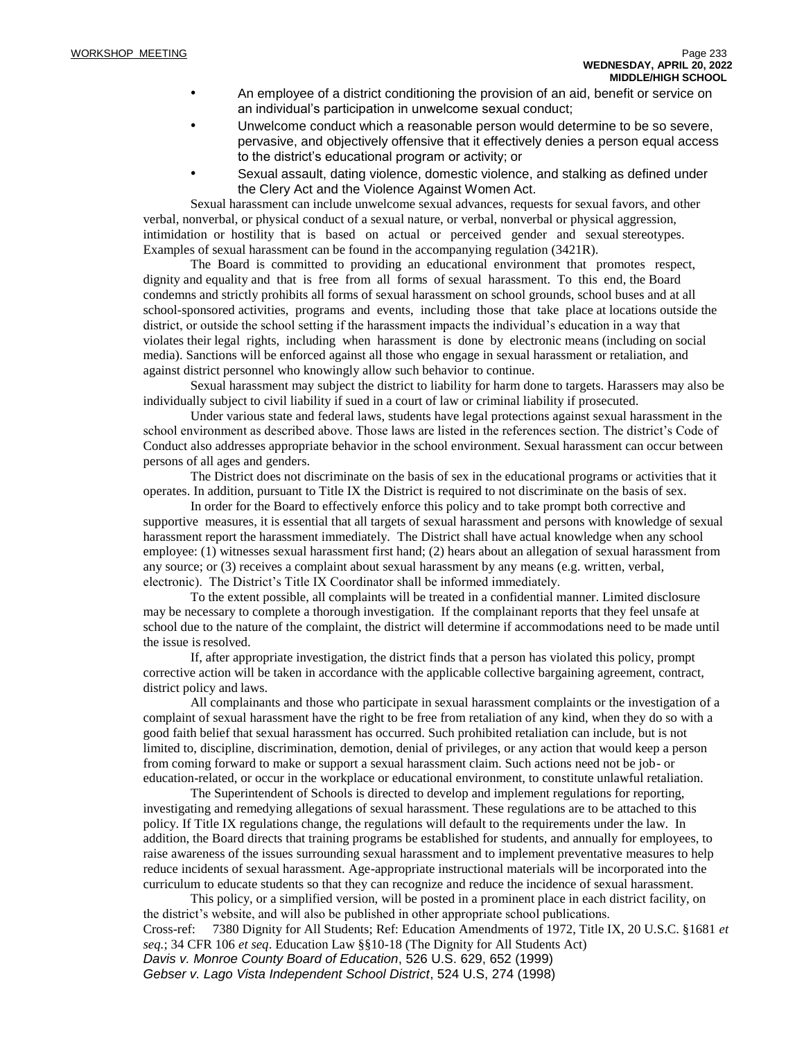- An employee of a district conditioning the provision of an aid, benefit or service on an individual's participation in unwelcome sexual conduct;
- Unwelcome conduct which a reasonable person would determine to be so severe, pervasive, and objectively offensive that it effectively denies a person equal access to the district's educational program or activity; or
- Sexual assault, dating violence, domestic violence, and stalking as defined under the Clery Act and the Violence Against Women Act.

Sexual harassment can include unwelcome sexual advances, requests for sexual favors, and other verbal, nonverbal, or physical conduct of a sexual nature, or verbal, nonverbal or physical aggression, intimidation or hostility that is based on actual or perceived gender and sexual stereotypes. Examples of sexual harassment can be found in the accompanying regulation (3421R).

The Board is committed to providing an educational environment that promotes respect, dignity and equality and that is free from all forms of sexual harassment. To this end, the Board condemns and strictly prohibits all forms of sexual harassment on school grounds, school buses and at all school-sponsored activities, programs and events, including those that take place at locations outside the district, or outside the school setting if the harassment impacts the individual's education in a way that violates their legal rights, including when harassment is done by electronic means (including on social media). Sanctions will be enforced against all those who engage in sexual harassment or retaliation, and against district personnel who knowingly allow such behavior to continue.

Sexual harassment may subject the district to liability for harm done to targets. Harassers may also be individually subject to civil liability if sued in a court of law or criminal liability if prosecuted.

Under various state and federal laws, students have legal protections against sexual harassment in the school environment as described above. Those laws are listed in the references section. The district's Code of Conduct also addresses appropriate behavior in the school environment. Sexual harassment can occur between persons of all ages and genders.

The District does not discriminate on the basis of sex in the educational programs or activities that it operates. In addition, pursuant to Title IX the District is required to not discriminate on the basis of sex.

In order for the Board to effectively enforce this policy and to take prompt both corrective and supportive measures, it is essential that all targets of sexual harassment and persons with knowledge of sexual harassment report the harassment immediately. The District shall have actual knowledge when any school employee: (1) witnesses sexual harassment first hand; (2) hears about an allegation of sexual harassment from any source; or (3) receives a complaint about sexual harassment by any means (e.g. written, verbal, electronic). The District's Title IX Coordinator shall be informed immediately.

To the extent possible, all complaints will be treated in a confidential manner. Limited disclosure may be necessary to complete a thorough investigation. If the complainant reports that they feel unsafe at school due to the nature of the complaint, the district will determine if accommodations need to be made until the issue is resolved.

If, after appropriate investigation, the district finds that a person has violated this policy, prompt corrective action will be taken in accordance with the applicable collective bargaining agreement, contract, district policy and laws.

All complainants and those who participate in sexual harassment complaints or the investigation of a complaint of sexual harassment have the right to be free from retaliation of any kind, when they do so with a good faith belief that sexual harassment has occurred. Such prohibited retaliation can include, but is not limited to, discipline, discrimination, demotion, denial of privileges, or any action that would keep a person from coming forward to make or support a sexual harassment claim. Such actions need not be job- or education-related, or occur in the workplace or educational environment, to constitute unlawful retaliation.

The Superintendent of Schools is directed to develop and implement regulations for reporting, investigating and remedying allegations of sexual harassment. These regulations are to be attached to this policy. If Title IX regulations change, the regulations will default to the requirements under the law. In addition, the Board directs that training programs be established for students, and annually for employees, to raise awareness of the issues surrounding sexual harassment and to implement preventative measures to help reduce incidents of sexual harassment. Age-appropriate instructional materials will be incorporated into the curriculum to educate students so that they can recognize and reduce the incidence of sexual harassment.

This policy, or a simplified version, will be posted in a prominent place in each district facility, on the district's website, and will also be published in other appropriate school publications.

Cross-ref: 7380 Dignity for All Students; Ref: Education Amendments of 1972, Title IX, 20 U.S.C. §1681 *et seq.*; 34 CFR 106 *et seq*. Education Law §§10-18 (The Dignity for All Students Act)
*Davis v. Monroe County Board of Education*, 526 U.S. 629, 652 (1999)
*Gebser v. Lago Vista Independent School District*, 524 U.S, 274 (1998)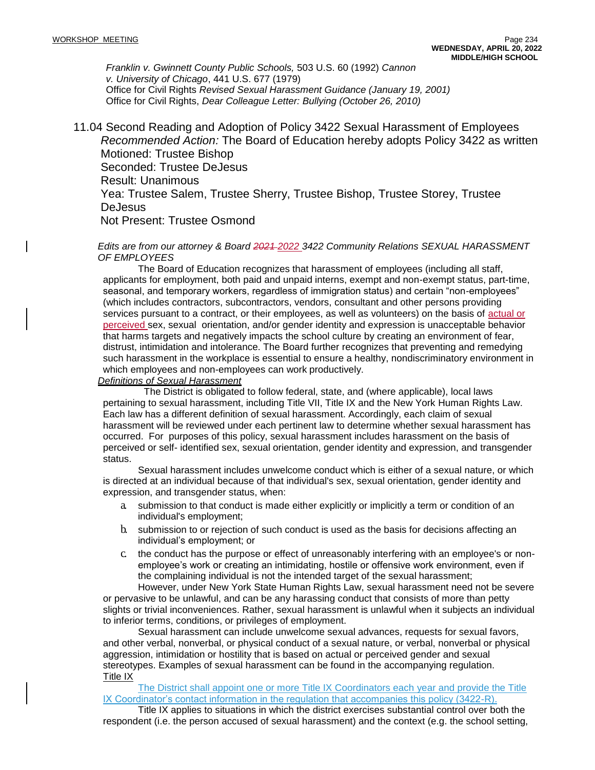*Franklin v. Gwinnett County Public Schools,* 503 U.S. 60 (1992) *Cannon v. University of Chicago*, 441 U.S. 677 (1979)
Office for Civil Rights *Revised Sexual Harassment Guidance (January 19, 2001)*
Office for Civil Rights, *Dear Colleague Letter: Bullying (October 26, 2010)*

## 11.04 Second Reading and Adoption of Policy 3422 Sexual Harassment of Employees

*Recommended Action:* The Board of Education hereby adopts Policy 3422 as written
Motioned: Trustee Bishop
Seconded: Trustee DeJesus
Result: Unanimous
Yea: Trustee Salem, Trustee Sherry, Trustee Bishop, Trustee Storey, Trustee DeJesus
Not Present: Trustee Osmond

*Edits are from our attorney & Board ~~2021~~ 2022 3422 Community Relations SEXUAL HARASSMENT OF EMPLOYEES*

The Board of Education recognizes that harassment of employees (including all staff, applicants for employment, both paid and unpaid interns, exempt and non-exempt status, part-time, seasonal, and temporary workers, regardless of immigration status) and certain "non-employees" (which includes contractors, subcontractors, vendors, consultant and other persons providing services pursuant to a contract, or their employees, as well as volunteers) on the basis of actual or perceived sex, sexual orientation, and/or gender identity and expression is unacceptable behavior that harms targets and negatively impacts the school culture by creating an environment of fear, distrust, intimidation and intolerance. The Board further recognizes that preventing and remedying such harassment in the workplace is essential to ensure a healthy, nondiscriminatory environment in which employees and non-employees can work productively.

*Definitions of Sexual Harassment*

The District is obligated to follow federal, state, and (where applicable), local laws pertaining to sexual harassment, including Title VII, Title IX and the New York Human Rights Law. Each law has a different definition of sexual harassment. Accordingly, each claim of sexual harassment will be reviewed under each pertinent law to determine whether sexual harassment has occurred. For purposes of this policy, sexual harassment includes harassment on the basis of perceived or self- identified sex, sexual orientation, gender identity and expression, and transgender status.

Sexual harassment includes unwelcome conduct which is either of a sexual nature, or which is directed at an individual because of that individual's sex, sexual orientation, gender identity and expression, and transgender status, when:

a. submission to that conduct is made either explicitly or implicitly a term or condition of an individual's employment;
b. submission to or rejection of such conduct is used as the basis for decisions affecting an individual's employment; or
c. the conduct has the purpose or effect of unreasonably interfering with an employee's or non-employee's work or creating an intimidating, hostile or offensive work environment, even if the complaining individual is not the intended target of the sexual harassment;

However, under New York State Human Rights Law, sexual harassment need not be severe or pervasive to be unlawful, and can be any harassing conduct that consists of more than petty slights or trivial inconveniences. Rather, sexual harassment is unlawful when it subjects an individual to inferior terms, conditions, or privileges of employment.

Sexual harassment can include unwelcome sexual advances, requests for sexual favors, and other verbal, nonverbal, or physical conduct of a sexual nature, or verbal, nonverbal or physical aggression, intimidation or hostility that is based on actual or perceived gender and sexual stereotypes. Examples of sexual harassment can be found in the accompanying regulation.

Title IX

The District shall appoint one or more Title IX Coordinators each year and provide the Title IX Coordinator's contact information in the regulation that accompanies this policy (3422-R).

Title IX applies to situations in which the district exercises substantial control over both the respondent (i.e. the person accused of sexual harassment) and the context (e.g. the school setting,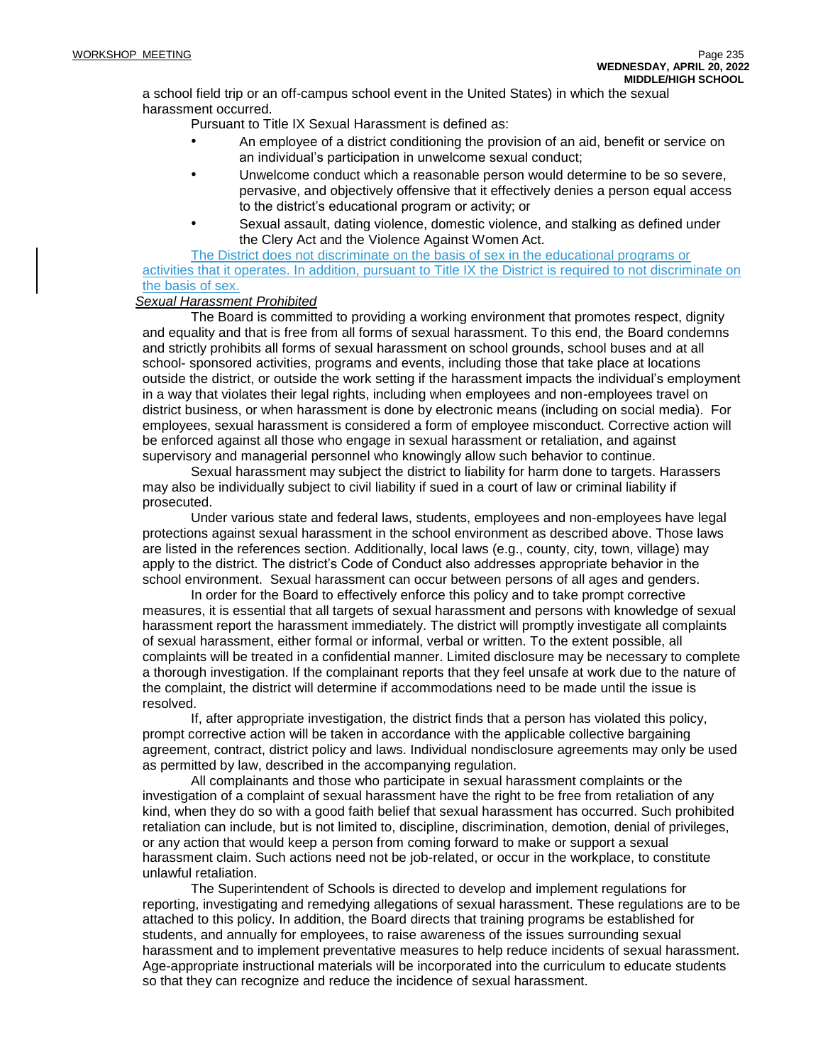a school field trip or an off-campus school event in the United States) in which the sexual harassment occurred.

Pursuant to Title IX Sexual Harassment is defined as:

- An employee of a district conditioning the provision of an aid, benefit or service on an individual's participation in unwelcome sexual conduct;
- Unwelcome conduct which a reasonable person would determine to be so severe, pervasive, and objectively offensive that it effectively denies a person equal access to the district's educational program or activity; or
- Sexual assault, dating violence, domestic violence, and stalking as defined under the Clery Act and the Violence Against Women Act.

The District does not discriminate on the basis of sex in the educational programs or activities that it operates. In addition, pursuant to Title IX the District is required to not discriminate on the basis of sex.

*Sexual Harassment Prohibited*

The Board is committed to providing a working environment that promotes respect, dignity and equality and that is free from all forms of sexual harassment. To this end, the Board condemns and strictly prohibits all forms of sexual harassment on school grounds, school buses and at all school- sponsored activities, programs and events, including those that take place at locations outside the district, or outside the work setting if the harassment impacts the individual's employment in a way that violates their legal rights, including when employees and non-employees travel on district business, or when harassment is done by electronic means (including on social media). For employees, sexual harassment is considered a form of employee misconduct. Corrective action will be enforced against all those who engage in sexual harassment or retaliation, and against supervisory and managerial personnel who knowingly allow such behavior to continue.

Sexual harassment may subject the district to liability for harm done to targets. Harassers may also be individually subject to civil liability if sued in a court of law or criminal liability if prosecuted.

Under various state and federal laws, students, employees and non-employees have legal protections against sexual harassment in the school environment as described above. Those laws are listed in the references section. Additionally, local laws (e.g., county, city, town, village) may apply to the district. The district's Code of Conduct also addresses appropriate behavior in the school environment. Sexual harassment can occur between persons of all ages and genders.

In order for the Board to effectively enforce this policy and to take prompt corrective measures, it is essential that all targets of sexual harassment and persons with knowledge of sexual harassment report the harassment immediately. The district will promptly investigate all complaints of sexual harassment, either formal or informal, verbal or written. To the extent possible, all complaints will be treated in a confidential manner. Limited disclosure may be necessary to complete a thorough investigation. If the complainant reports that they feel unsafe at work due to the nature of the complaint, the district will determine if accommodations need to be made until the issue is resolved.

If, after appropriate investigation, the district finds that a person has violated this policy, prompt corrective action will be taken in accordance with the applicable collective bargaining agreement, contract, district policy and laws. Individual nondisclosure agreements may only be used as permitted by law, described in the accompanying regulation.

All complainants and those who participate in sexual harassment complaints or the investigation of a complaint of sexual harassment have the right to be free from retaliation of any kind, when they do so with a good faith belief that sexual harassment has occurred. Such prohibited retaliation can include, but is not limited to, discipline, discrimination, demotion, denial of privileges, or any action that would keep a person from coming forward to make or support a sexual harassment claim. Such actions need not be job-related, or occur in the workplace, to constitute unlawful retaliation.

The Superintendent of Schools is directed to develop and implement regulations for reporting, investigating and remedying allegations of sexual harassment. These regulations are to be attached to this policy. In addition, the Board directs that training programs be established for students, and annually for employees, to raise awareness of the issues surrounding sexual harassment and to implement preventative measures to help reduce incidents of sexual harassment. Age-appropriate instructional materials will be incorporated into the curriculum to educate students so that they can recognize and reduce the incidence of sexual harassment.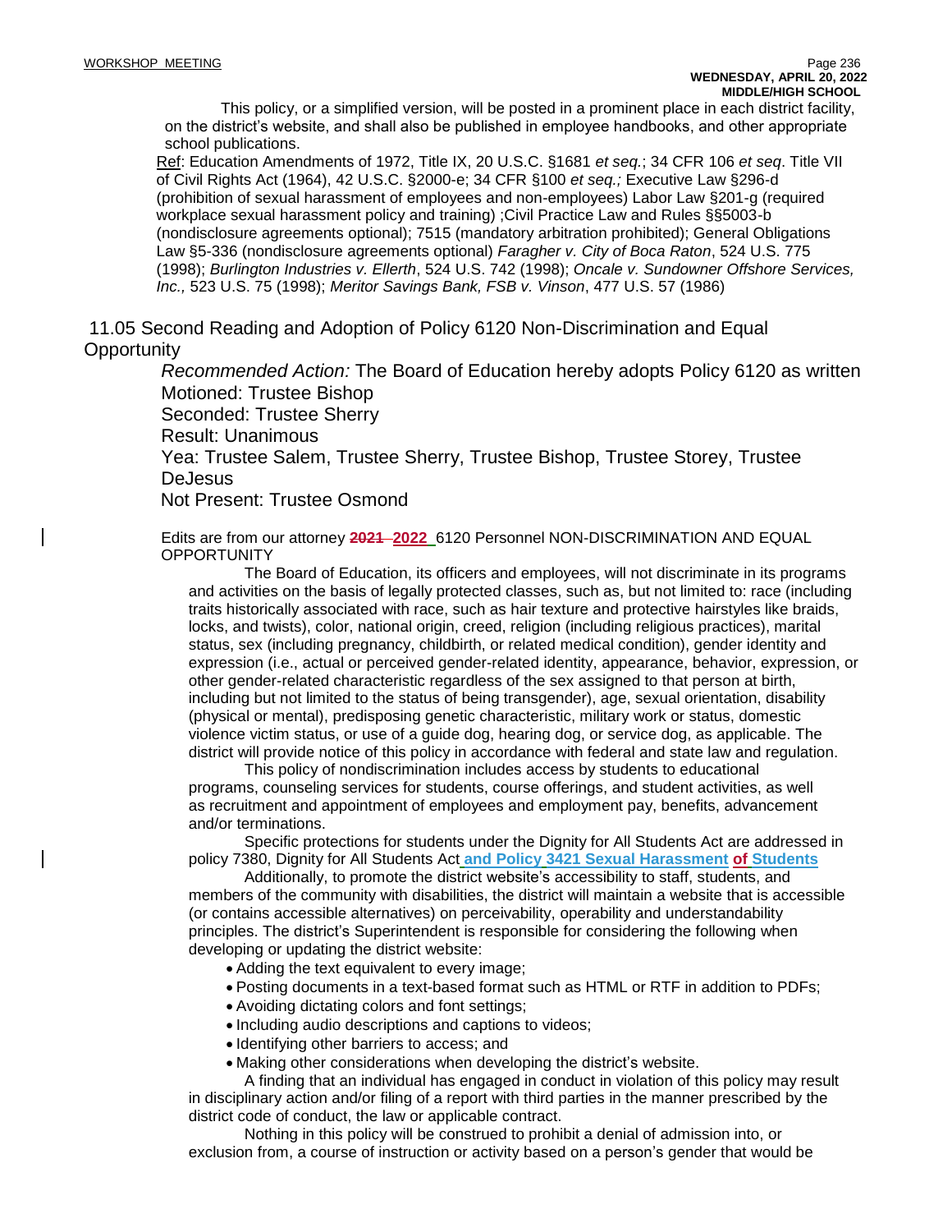This policy, or a simplified version, will be posted in a prominent place in each district facility, on the district's website, and shall also be published in employee handbooks, and other appropriate school publications.

Ref: Education Amendments of 1972, Title IX, 20 U.S.C. §1681 *et seq.*; 34 CFR 106 *et seq*. Title VII of Civil Rights Act (1964), 42 U.S.C. §2000-e; 34 CFR §100 *et seq.;* Executive Law §296-d (prohibition of sexual harassment of employees and non-employees) Labor Law §201-g (required workplace sexual harassment policy and training) ;Civil Practice Law and Rules §§5003-b (nondisclosure agreements optional); 7515 (mandatory arbitration prohibited); General Obligations Law §5-336 (nondisclosure agreements optional) *Faragher v. City of Boca Raton*, 524 U.S. 775 (1998); *Burlington Industries v. Ellerth*, 524 U.S. 742 (1998); *Oncale v. Sundowner Offshore Services, Inc.,* 523 U.S. 75 (1998); *Meritor Savings Bank, FSB v. Vinson*, 477 U.S. 57 (1986)

## 11.05 Second Reading and Adoption of Policy 6120 Non-Discrimination and Equal Opportunity

*Recommended Action:* The Board of Education hereby adopts Policy 6120 as written
Motioned: Trustee Bishop
Seconded: Trustee Sherry
Result: Unanimous
Yea: Trustee Salem, Trustee Sherry, Trustee Bishop, Trustee Storey, Trustee DeJesus
Not Present: Trustee Osmond

Edits are from our attorney ~~2021~~ 2022 6120 Personnel NON-DISCRIMINATION AND EQUAL OPPORTUNITY

The Board of Education, its officers and employees, will not discriminate in its programs and activities on the basis of legally protected classes, such as, but not limited to: race (including traits historically associated with race, such as hair texture and protective hairstyles like braids, locks, and twists), color, national origin, creed, religion (including religious practices), marital status, sex (including pregnancy, childbirth, or related medical condition), gender identity and expression (i.e., actual or perceived gender-related identity, appearance, behavior, expression, or other gender-related characteristic regardless of the sex assigned to that person at birth, including but not limited to the status of being transgender), age, sexual orientation, disability (physical or mental), predisposing genetic characteristic, military work or status, domestic violence victim status, or use of a guide dog, hearing dog, or service dog, as applicable. The district will provide notice of this policy in accordance with federal and state law and regulation.

This policy of nondiscrimination includes access by students to educational programs, counseling services for students, course offerings, and student activities, as well as recruitment and appointment of employees and employment pay, benefits, advancement and/or terminations.

Specific protections for students under the Dignity for All Students Act are addressed in policy 7380, Dignity for All Students Act **and Policy 3421 Sexual Harassment of Students**

Additionally, to promote the district website's accessibility to staff, students, and members of the community with disabilities, the district will maintain a website that is accessible (or contains accessible alternatives) on perceivability, operability and understandability principles. The district's Superintendent is responsible for considering the following when developing or updating the district website:

- Adding the text equivalent to every image;
- Posting documents in a text-based format such as HTML or RTF in addition to PDFs;
- Avoiding dictating colors and font settings;
- Including audio descriptions and captions to videos;
- Identifying other barriers to access; and
- Making other considerations when developing the district's website.

A finding that an individual has engaged in conduct in violation of this policy may result in disciplinary action and/or filing of a report with third parties in the manner prescribed by the district code of conduct, the law or applicable contract.

Nothing in this policy will be construed to prohibit a denial of admission into, or exclusion from, a course of instruction or activity based on a person's gender that would be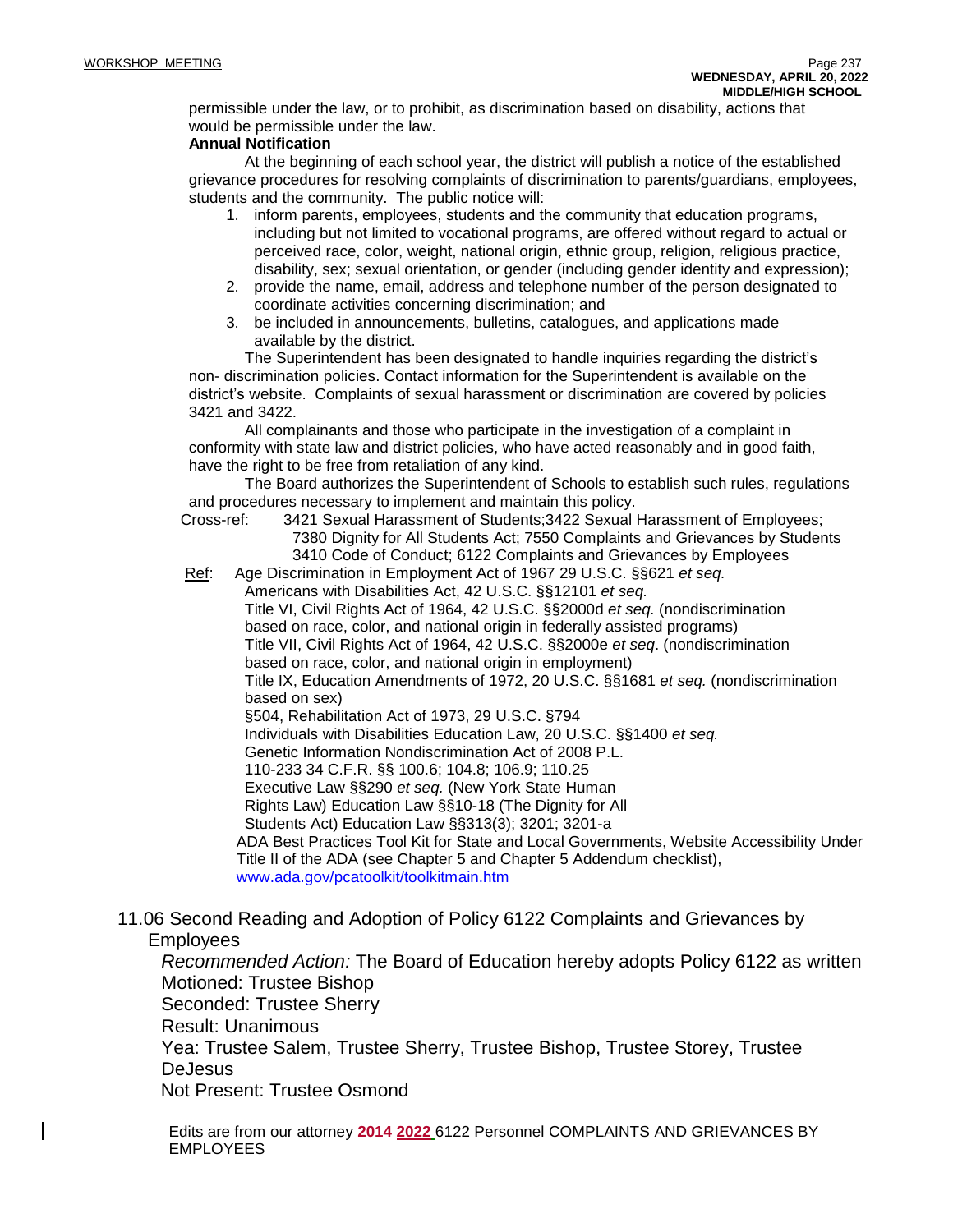permissible under the law, or to prohibit, as discrimination based on disability, actions that would be permissible under the law.

**Annual Notification**

At the beginning of each school year, the district will publish a notice of the established grievance procedures for resolving complaints of discrimination to parents/guardians, employees, students and the community. The public notice will:

1. inform parents, employees, students and the community that education programs, including but not limited to vocational programs, are offered without regard to actual or perceived race, color, weight, national origin, ethnic group, religion, religious practice, disability, sex; sexual orientation, or gender (including gender identity and expression);
2. provide the name, email, address and telephone number of the person designated to coordinate activities concerning discrimination; and
3. be included in announcements, bulletins, catalogues, and applications made available by the district.

The Superintendent has been designated to handle inquiries regarding the district's non- discrimination policies. Contact information for the Superintendent is available on the district's website. Complaints of sexual harassment or discrimination are covered by policies 3421 and 3422.

All complainants and those who participate in the investigation of a complaint in conformity with state law and district policies, who have acted reasonably and in good faith, have the right to be free from retaliation of any kind.

The Board authorizes the Superintendent of Schools to establish such rules, regulations and procedures necessary to implement and maintain this policy.

Cross-ref: 3421 Sexual Harassment of Students;3422 Sexual Harassment of Employees; 7380 Dignity for All Students Act; 7550 Complaints and Grievances by Students 3410 Code of Conduct; 6122 Complaints and Grievances by Employees

<u>Ref</u>: Age Discrimination in Employment Act of 1967 29 U.S.C. §§621 *et seq.*
Americans with Disabilities Act, 42 U.S.C. §§12101 *et seq.*
Title VI, Civil Rights Act of 1964, 42 U.S.C. §§2000d *et seq.* (nondiscrimination based on race, color, and national origin in federally assisted programs)
Title VII, Civil Rights Act of 1964, 42 U.S.C. §§2000e *et seq*. (nondiscrimination based on race, color, and national origin in employment)
Title IX, Education Amendments of 1972, 20 U.S.C. §§1681 *et seq.* (nondiscrimination based on sex)
§504, Rehabilitation Act of 1973, 29 U.S.C. §794
Individuals with Disabilities Education Law, 20 U.S.C. §§1400 *et seq.*
Genetic Information Nondiscrimination Act of 2008 P.L.
110-233 34 C.F.R. §§ 100.6; 104.8; 106.9; 110.25
Executive Law §§290 *et seq.* (New York State Human
Rights Law) Education Law §§10-18 (The Dignity for All
Students Act) Education Law §§313(3); 3201; 3201-a
ADA Best Practices Tool Kit for State and Local Governments, Website Accessibility Under Title II of the ADA (see Chapter 5 and Chapter 5 Addendum checklist), www.ada.gov/pcatoolkit/toolkitmain.htm

11.06 Second Reading and Adoption of Policy 6122 Complaints and Grievances by Employees

*Recommended Action:* The Board of Education hereby adopts Policy 6122 as written
Motioned: Trustee Bishop
Seconded: Trustee Sherry
Result: Unanimous
Yea: Trustee Salem, Trustee Sherry, Trustee Bishop, Trustee Storey, Trustee DeJesus
Not Present: Trustee Osmond

Edits are from our attorney ~~2014~~ <u>2022</u> 6122 Personnel COMPLAINTS AND GRIEVANCES BY EMPLOYEES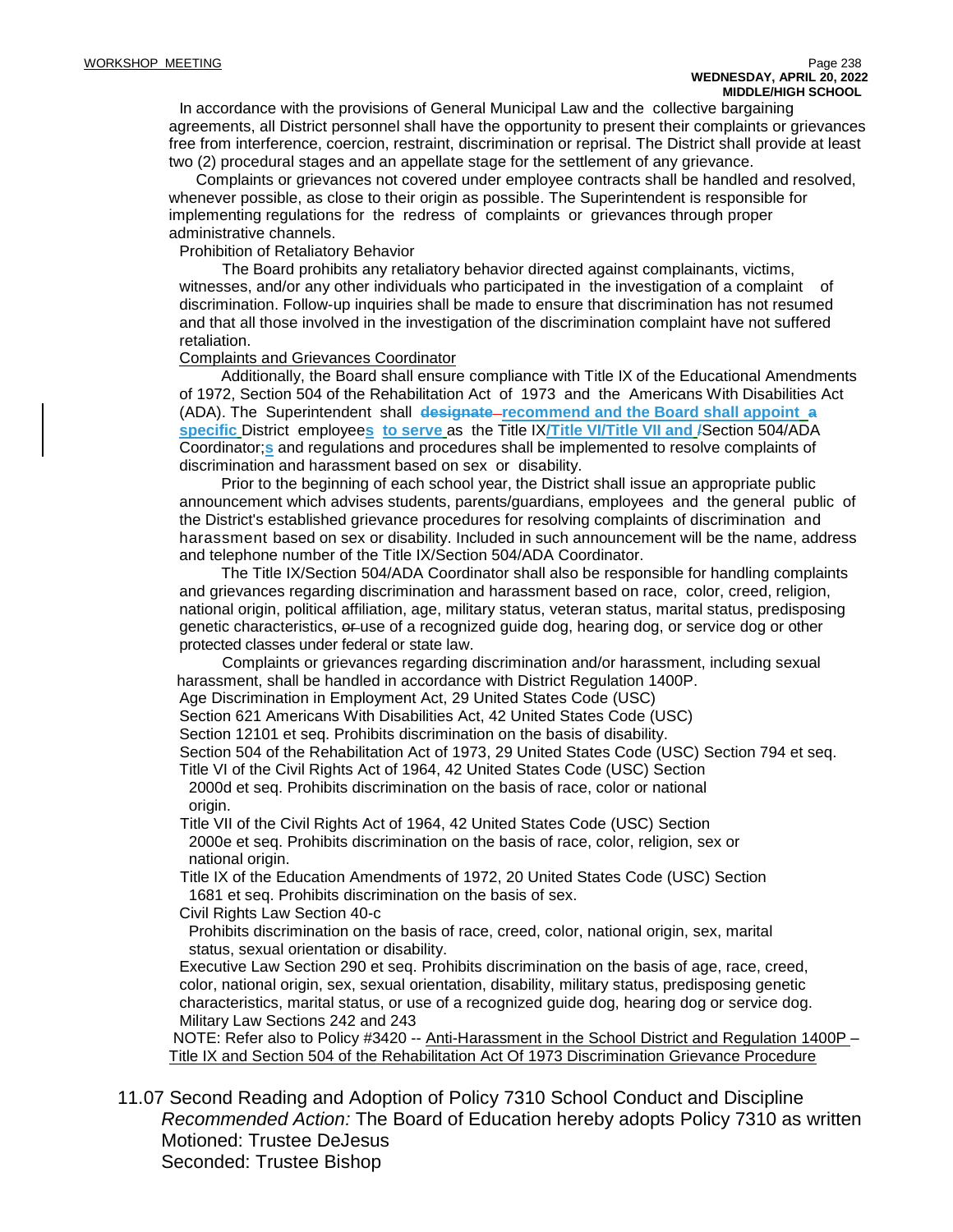In accordance with the provisions of General Municipal Law and the collective bargaining agreements, all District personnel shall have the opportunity to present their complaints or grievances free from interference, coercion, restraint, discrimination or reprisal. The District shall provide at least two (2) procedural stages and an appellate stage for the settlement of any grievance.

Complaints or grievances not covered under employee contracts shall be handled and resolved, whenever possible, as close to their origin as possible. The Superintendent is responsible for implementing regulations for the redress of complaints or grievances through proper administrative channels.

Prohibition of Retaliatory Behavior

The Board prohibits any retaliatory behavior directed against complainants, victims, witnesses, and/or any other individuals who participated in the investigation of a complaint of discrimination. Follow-up inquiries shall be made to ensure that discrimination has not resumed and that all those involved in the investigation of the discrimination complaint have not suffered retaliation.

Complaints and Grievances Coordinator

Additionally, the Board shall ensure compliance with Title IX of the Educational Amendments of 1972, Section 504 of the Rehabilitation Act of 1973 and the Americans With Disabilities Act (ADA). The Superintendent shall ~~designate~~ **recommend and the Board shall appoint** ~~a~~ **specific** District employee**s** **to serve** as the Title IX**/Title VI/Title VII and** ~~/~~Section 504/ADA Coordinator**s** and regulations and procedures shall be implemented to resolve complaints of discrimination and harassment based on sex or disability.

Prior to the beginning of each school year, the District shall issue an appropriate public announcement which advises students, parents/guardians, employees and the general public of the District's established grievance procedures for resolving complaints of discrimination and harassment based on sex or disability. Included in such announcement will be the name, address and telephone number of the Title IX/Section 504/ADA Coordinator.

The Title IX/Section 504/ADA Coordinator shall also be responsible for handling complaints and grievances regarding discrimination and harassment based on race, color, creed, religion, national origin, political affiliation, age, military status, veteran status, marital status, predisposing genetic characteristics, ~~or~~ use of a recognized guide dog, hearing dog, or service dog or other protected classes under federal or state law.

Complaints or grievances regarding discrimination and/or harassment, including sexual harassment, shall be handled in accordance with District Regulation 1400P.

Age Discrimination in Employment Act, 29 United States Code (USC)

Section 621 Americans With Disabilities Act, 42 United States Code (USC)

Section 12101 et seq. Prohibits discrimination on the basis of disability.

Section 504 of the Rehabilitation Act of 1973, 29 United States Code (USC) Section 794 et seq.

Title VI of the Civil Rights Act of 1964, 42 United States Code (USC) Section 2000d et seq. Prohibits discrimination on the basis of race, color or national origin.

Title VII of the Civil Rights Act of 1964, 42 United States Code (USC) Section 2000e et seq. Prohibits discrimination on the basis of race, color, religion, sex or national origin.

Title IX of the Education Amendments of 1972, 20 United States Code (USC) Section 1681 et seq. Prohibits discrimination on the basis of sex.

Civil Rights Law Section 40-c

Prohibits discrimination on the basis of race, creed, color, national origin, sex, marital status, sexual orientation or disability.

Executive Law Section 290 et seq. Prohibits discrimination on the basis of age, race, creed, color, national origin, sex, sexual orientation, disability, military status, predisposing genetic characteristics, marital status, or use of a recognized guide dog, hearing dog or service dog.

Military Law Sections 242 and 243

NOTE: Refer also to Policy #3420 -- Anti-Harassment in the School District and Regulation 1400P – Title IX and Section 504 of the Rehabilitation Act Of 1973 Discrimination Grievance Procedure

11.07 Second Reading and Adoption of Policy 7310 School Conduct and Discipline
*Recommended Action:* The Board of Education hereby adopts Policy 7310 as written
Motioned: Trustee DeJesus
Seconded: Trustee Bishop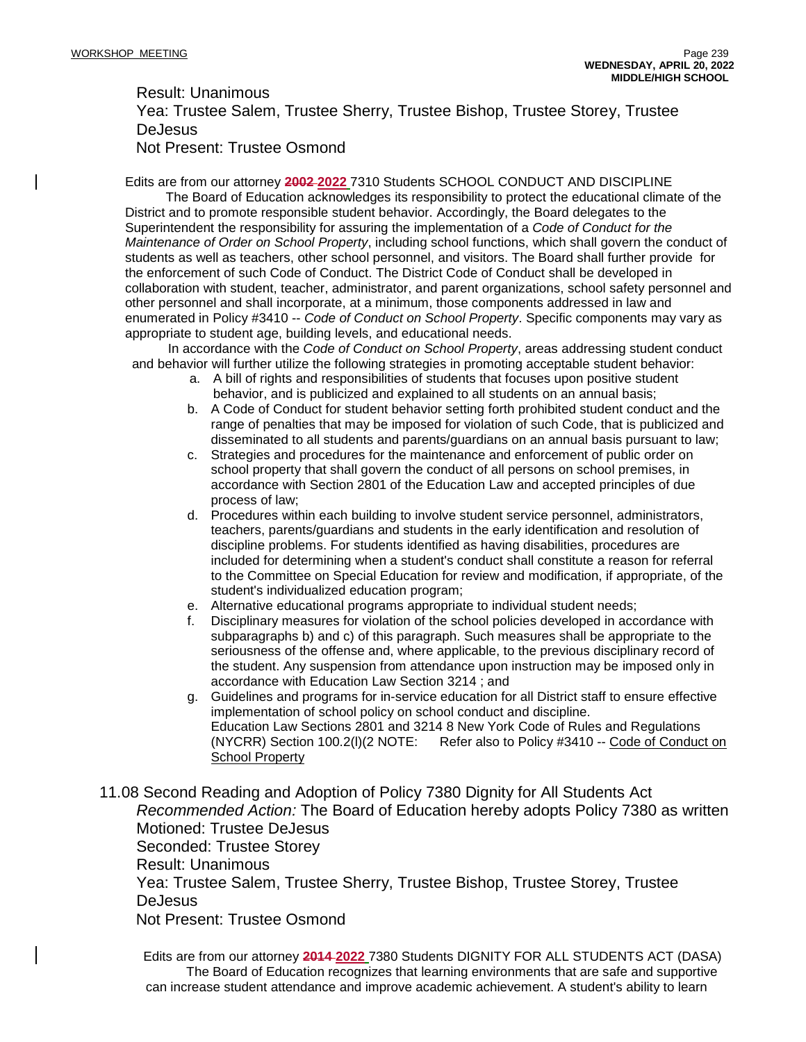Result: Unanimous
Yea: Trustee Salem, Trustee Sherry, Trustee Bishop, Trustee Storey, Trustee DeJesus
Not Present: Trustee Osmond

Edits are from our attorney ~~2002~~ **2022** 7310 Students SCHOOL CONDUCT AND DISCIPLINE

The Board of Education acknowledges its responsibility to protect the educational climate of the District and to promote responsible student behavior. Accordingly, the Board delegates to the Superintendent the responsibility for assuring the implementation of a *Code of Conduct for the Maintenance of Order on School Property*, including school functions, which shall govern the conduct of students as well as teachers, other school personnel, and visitors. The Board shall further provide for the enforcement of such Code of Conduct. The District Code of Conduct shall be developed in collaboration with student, teacher, administrator, and parent organizations, school safety personnel and other personnel and shall incorporate, at a minimum, those components addressed in law and enumerated in Policy #3410 -- *Code of Conduct on School Property*. Specific components may vary as appropriate to student age, building levels, and educational needs.

In accordance with the *Code of Conduct on School Property*, areas addressing student conduct and behavior will further utilize the following strategies in promoting acceptable student behavior:

a. A bill of rights and responsibilities of students that focuses upon positive student behavior, and is publicized and explained to all students on an annual basis;
b. A Code of Conduct for student behavior setting forth prohibited student conduct and the range of penalties that may be imposed for violation of such Code, that is publicized and disseminated to all students and parents/guardians on an annual basis pursuant to law;
c. Strategies and procedures for the maintenance and enforcement of public order on school property that shall govern the conduct of all persons on school premises, in accordance with Section 2801 of the Education Law and accepted principles of due process of law;
d. Procedures within each building to involve student service personnel, administrators, teachers, parents/guardians and students in the early identification and resolution of discipline problems. For students identified as having disabilities, procedures are included for determining when a student's conduct shall constitute a reason for referral to the Committee on Special Education for review and modification, if appropriate, of the student's individualized education program;
e. Alternative educational programs appropriate to individual student needs;
f. Disciplinary measures for violation of the school policies developed in accordance with subparagraphs b) and c) of this paragraph. Such measures shall be appropriate to the seriousness of the offense and, where applicable, to the previous disciplinary record of the student. Any suspension from attendance upon instruction may be imposed only in accordance with Education Law Section 3214 ; and
g. Guidelines and programs for in-service education for all District staff to ensure effective implementation of school policy on school conduct and discipline.
Education Law Sections 2801 and 3214 8 New York Code of Rules and Regulations (NYCRR) Section 100.2(l)(2 NOTE: Refer also to Policy #3410 -- Code of Conduct on School Property

11.08 Second Reading and Adoption of Policy 7380 Dignity for All Students Act

*Recommended Action:* The Board of Education hereby adopts Policy 7380 as written
Motioned: Trustee DeJesus
Seconded: Trustee Storey
Result: Unanimous
Yea: Trustee Salem, Trustee Sherry, Trustee Bishop, Trustee Storey, Trustee DeJesus
Not Present: Trustee Osmond

Edits are from our attorney ~~2014~~ **2022** 7380 Students DIGNITY FOR ALL STUDENTS ACT (DASA)

The Board of Education recognizes that learning environments that are safe and supportive can increase student attendance and improve academic achievement. A student's ability to learn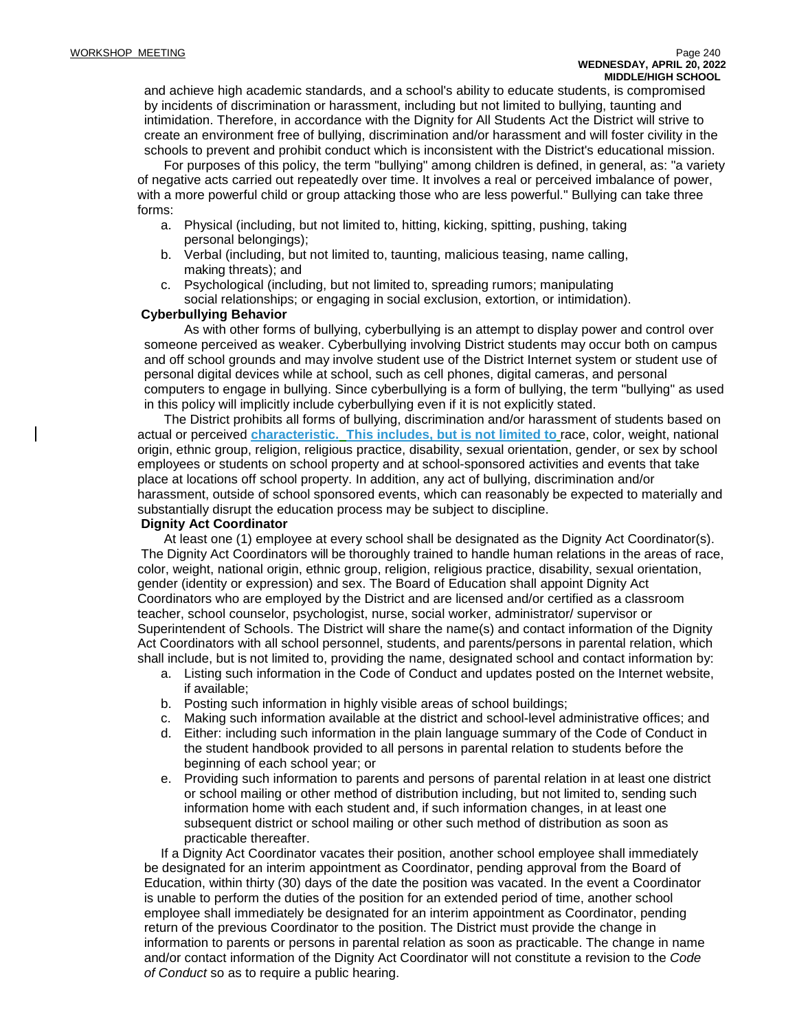and achieve high academic standards, and a school's ability to educate students, is compromised by incidents of discrimination or harassment, including but not limited to bullying, taunting and intimidation. Therefore, in accordance with the Dignity for All Students Act the District will strive to create an environment free of bullying, discrimination and/or harassment and will foster civility in the schools to prevent and prohibit conduct which is inconsistent with the District's educational mission.

For purposes of this policy, the term "bullying" among children is defined, in general, as: "a variety of negative acts carried out repeatedly over time. It involves a real or perceived imbalance of power, with a more powerful child or group attacking those who are less powerful." Bullying can take three forms:

a. Physical (including, but not limited to, hitting, kicking, spitting, pushing, taking personal belongings);
b. Verbal (including, but not limited to, taunting, malicious teasing, name calling, making threats); and
c. Psychological (including, but not limited to, spreading rumors; manipulating social relationships; or engaging in social exclusion, extortion, or intimidation).

**Cyberbullying Behavior**

As with other forms of bullying, cyberbullying is an attempt to display power and control over someone perceived as weaker. Cyberbullying involving District students may occur both on campus and off school grounds and may involve student use of the District Internet system or student use of personal digital devices while at school, such as cell phones, digital cameras, and personal computers to engage in bullying. Since cyberbullying is a form of bullying, the term "bullying" as used in this policy will implicitly include cyberbullying even if it is not explicitly stated.

The District prohibits all forms of bullying, discrimination and/or harassment of students based on actual or perceived **characteristic. This includes, but is not limited to** race, color, weight, national origin, ethnic group, religion, religious practice, disability, sexual orientation, gender, or sex by school employees or students on school property and at school-sponsored activities and events that take place at locations off school property. In addition, any act of bullying, discrimination and/or harassment, outside of school sponsored events, which can reasonably be expected to materially and substantially disrupt the education process may be subject to discipline.

**Dignity Act Coordinator**

At least one (1) employee at every school shall be designated as the Dignity Act Coordinator(s). The Dignity Act Coordinators will be thoroughly trained to handle human relations in the areas of race, color, weight, national origin, ethnic group, religion, religious practice, disability, sexual orientation, gender (identity or expression) and sex. The Board of Education shall appoint Dignity Act Coordinators who are employed by the District and are licensed and/or certified as a classroom teacher, school counselor, psychologist, nurse, social worker, administrator/ supervisor or Superintendent of Schools. The District will share the name(s) and contact information of the Dignity Act Coordinators with all school personnel, students, and parents/persons in parental relation, which shall include, but is not limited to, providing the name, designated school and contact information by:

a. Listing such information in the Code of Conduct and updates posted on the Internet website, if available;
b. Posting such information in highly visible areas of school buildings;
c. Making such information available at the district and school-level administrative offices; and
d. Either: including such information in the plain language summary of the Code of Conduct in the student handbook provided to all persons in parental relation to students before the beginning of each school year; or
e. Providing such information to parents and persons of parental relation in at least one district or school mailing or other method of distribution including, but not limited to, sending such information home with each student and, if such information changes, in at least one subsequent district or school mailing or other such method of distribution as soon as practicable thereafter.

If a Dignity Act Coordinator vacates their position, another school employee shall immediately be designated for an interim appointment as Coordinator, pending approval from the Board of Education, within thirty (30) days of the date the position was vacated. In the event a Coordinator is unable to perform the duties of the position for an extended period of time, another school employee shall immediately be designated for an interim appointment as Coordinator, pending return of the previous Coordinator to the position. The District must provide the change in information to parents or persons in parental relation as soon as practicable. The change in name and/or contact information of the Dignity Act Coordinator will not constitute a revision to the *Code of Conduct* so as to require a public hearing.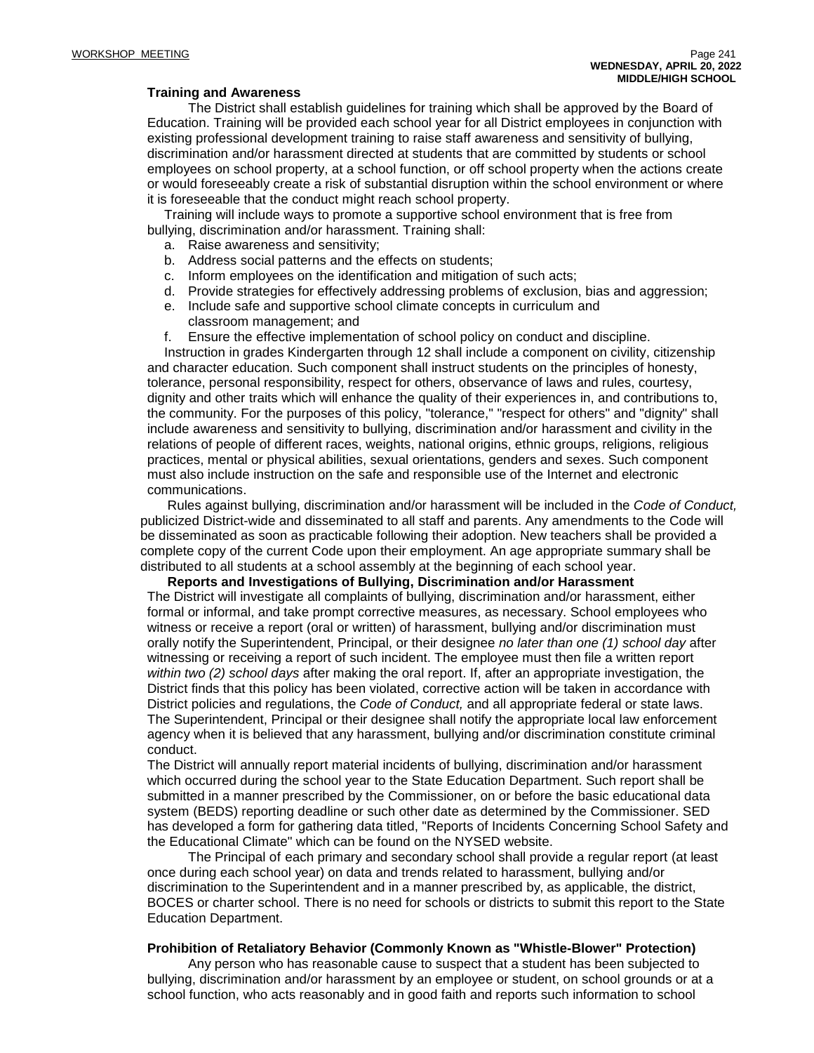**Training and Awareness**

The District shall establish guidelines for training which shall be approved by the Board of Education. Training will be provided each school year for all District employees in conjunction with existing professional development training to raise staff awareness and sensitivity of bullying, discrimination and/or harassment directed at students that are committed by students or school employees on school property, at a school function, or off school property when the actions create or would foreseeably create a risk of substantial disruption within the school environment or where it is foreseeable that the conduct might reach school property.

Training will include ways to promote a supportive school environment that is free from bullying, discrimination and/or harassment. Training shall:

a. Raise awareness and sensitivity;
b. Address social patterns and the effects on students;
c. Inform employees on the identification and mitigation of such acts;
d. Provide strategies for effectively addressing problems of exclusion, bias and aggression;
e. Include safe and supportive school climate concepts in curriculum and classroom management; and
f. Ensure the effective implementation of school policy on conduct and discipline.

Instruction in grades Kindergarten through 12 shall include a component on civility, citizenship and character education. Such component shall instruct students on the principles of honesty, tolerance, personal responsibility, respect for others, observance of laws and rules, courtesy, dignity and other traits which will enhance the quality of their experiences in, and contributions to, the community. For the purposes of this policy, "tolerance," "respect for others" and "dignity" shall include awareness and sensitivity to bullying, discrimination and/or harassment and civility in the relations of people of different races, weights, national origins, ethnic groups, religions, religious practices, mental or physical abilities, sexual orientations, genders and sexes. Such component must also include instruction on the safe and responsible use of the Internet and electronic communications.

Rules against bullying, discrimination and/or harassment will be included in the *Code of Conduct,* publicized District-wide and disseminated to all staff and parents. Any amendments to the Code will be disseminated as soon as practicable following their adoption. New teachers shall be provided a complete copy of the current Code upon their employment. An age appropriate summary shall be distributed to all students at a school assembly at the beginning of each school year.

**Reports and Investigations of Bullying, Discrimination and/or Harassment**

The District will investigate all complaints of bullying, discrimination and/or harassment, either formal or informal, and take prompt corrective measures, as necessary. School employees who witness or receive a report (oral or written) of harassment, bullying and/or discrimination must orally notify the Superintendent, Principal, or their designee *no later than one (1) school day* after witnessing or receiving a report of such incident. The employee must then file a written report *within two (2) school days* after making the oral report. If, after an appropriate investigation, the District finds that this policy has been violated, corrective action will be taken in accordance with District policies and regulations, the *Code of Conduct,* and all appropriate federal or state laws. The Superintendent, Principal or their designee shall notify the appropriate local law enforcement agency when it is believed that any harassment, bullying and/or discrimination constitute criminal conduct.

The District will annually report material incidents of bullying, discrimination and/or harassment which occurred during the school year to the State Education Department. Such report shall be submitted in a manner prescribed by the Commissioner, on or before the basic educational data system (BEDS) reporting deadline or such other date as determined by the Commissioner. SED has developed a form for gathering data titled, "Reports of Incidents Concerning School Safety and the Educational Climate" which can be found on the NYSED website.

The Principal of each primary and secondary school shall provide a regular report (at least once during each school year) on data and trends related to harassment, bullying and/or discrimination to the Superintendent and in a manner prescribed by, as applicable, the district, BOCES or charter school. There is no need for schools or districts to submit this report to the State Education Department.

**Prohibition of Retaliatory Behavior (Commonly Known as "Whistle-Blower" Protection)**

Any person who has reasonable cause to suspect that a student has been subjected to bullying, discrimination and/or harassment by an employee or student, on school grounds or at a school function, who acts reasonably and in good faith and reports such information to school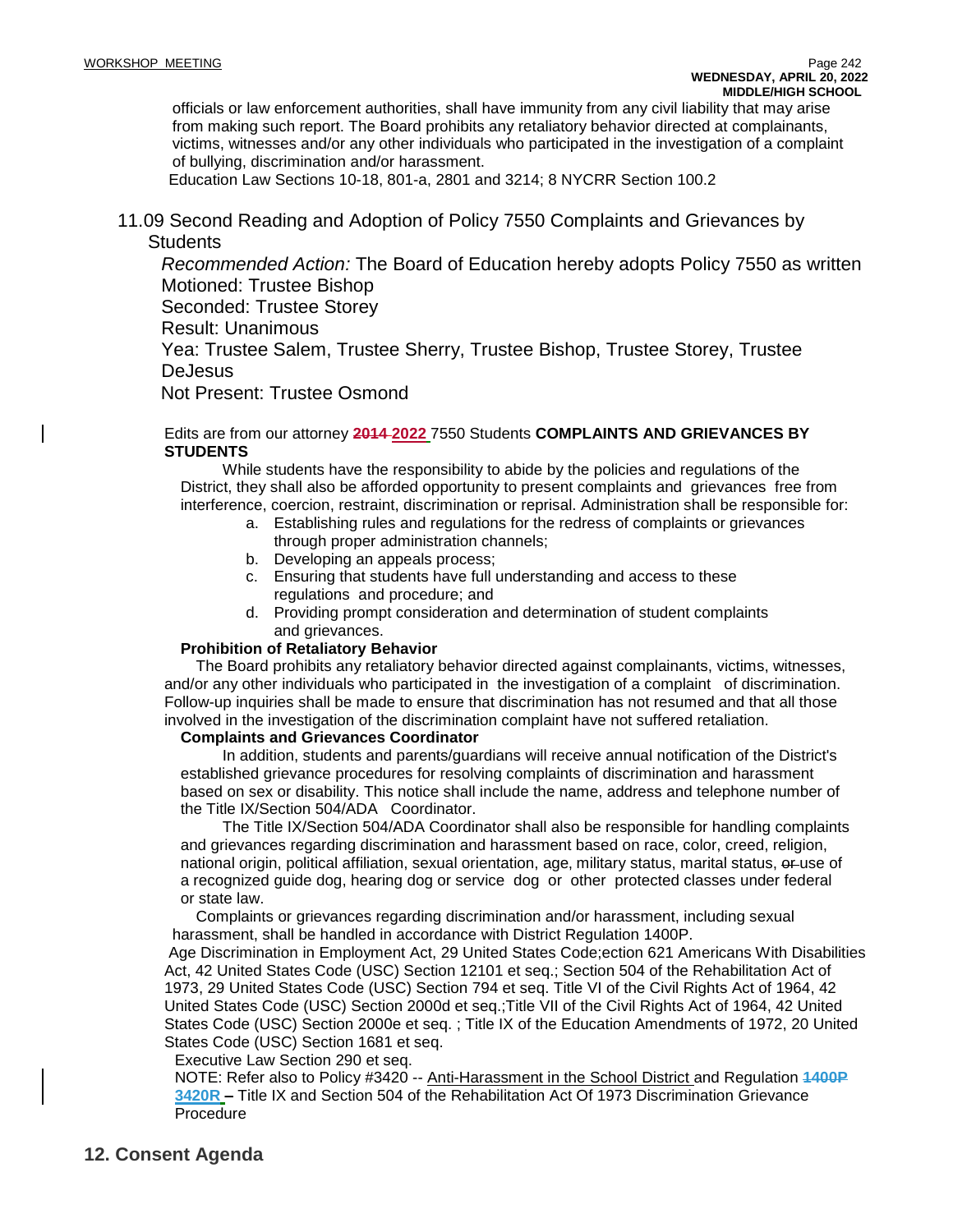officials or law enforcement authorities, shall have immunity from any civil liability that may arise from making such report. The Board prohibits any retaliatory behavior directed at complainants, victims, witnesses and/or any other individuals who participated in the investigation of a complaint of bullying, discrimination and/or harassment.

Education Law Sections 10-18, 801-a, 2801 and 3214; 8 NYCRR Section 100.2

11.09 Second Reading and Adoption of Policy 7550 Complaints and Grievances by Students

*Recommended Action:* The Board of Education hereby adopts Policy 7550 as written

Motioned: Trustee Bishop

Seconded: Trustee Storey

Result: Unanimous

Yea: Trustee Salem, Trustee Sherry, Trustee Bishop, Trustee Storey, Trustee DeJesus

Not Present: Trustee Osmond

Edits are from our attorney ~~2014~~ 2022 7550 Students **COMPLAINTS AND GRIEVANCES BY STUDENTS**

While students have the responsibility to abide by the policies and regulations of the District, they shall also be afforded opportunity to present complaints and grievances free from interference, coercion, restraint, discrimination or reprisal. Administration shall be responsible for:

a. Establishing rules and regulations for the redress of complaints or grievances through proper administration channels;
b. Developing an appeals process;
c. Ensuring that students have full understanding and access to these regulations and procedure; and
d. Providing prompt consideration and determination of student complaints and grievances.

**Prohibition of Retaliatory Behavior**

The Board prohibits any retaliatory behavior directed against complainants, victims, witnesses, and/or any other individuals who participated in the investigation of a complaint of discrimination. Follow-up inquiries shall be made to ensure that discrimination has not resumed and that all those involved in the investigation of the discrimination complaint have not suffered retaliation.

**Complaints and Grievances Coordinator**

In addition, students and parents/guardians will receive annual notification of the District's established grievance procedures for resolving complaints of discrimination and harassment based on sex or disability. This notice shall include the name, address and telephone number of the Title IX/Section 504/ADA Coordinator.

The Title IX/Section 504/ADA Coordinator shall also be responsible for handling complaints and grievances regarding discrimination and harassment based on race, color, creed, religion, national origin, political affiliation, sexual orientation, age, military status, marital status, ~~or~~ use of a recognized guide dog, hearing dog or service dog or other protected classes under federal or state law.

Complaints or grievances regarding discrimination and/or harassment, including sexual harassment, shall be handled in accordance with District Regulation 1400P.

Age Discrimination in Employment Act, 29 United States Code;ection 621 Americans With Disabilities Act, 42 United States Code (USC) Section 12101 et seq.; Section 504 of the Rehabilitation Act of 1973, 29 United States Code (USC) Section 794 et seq. Title VI of the Civil Rights Act of 1964, 42 United States Code (USC) Section 2000d et seq.;Title VII of the Civil Rights Act of 1964, 42 United States Code (USC) Section 2000e et seq. ; Title IX of the Education Amendments of 1972, 20 United States Code (USC) Section 1681 et seq.

Executive Law Section 290 et seq.

NOTE: Refer also to Policy #3420 -- Anti-Harassment in the School District and Regulation ~~1400P~~ **3420R** – Title IX and Section 504 of the Rehabilitation Act Of 1973 Discrimination Grievance Procedure

## 12. Consent Agenda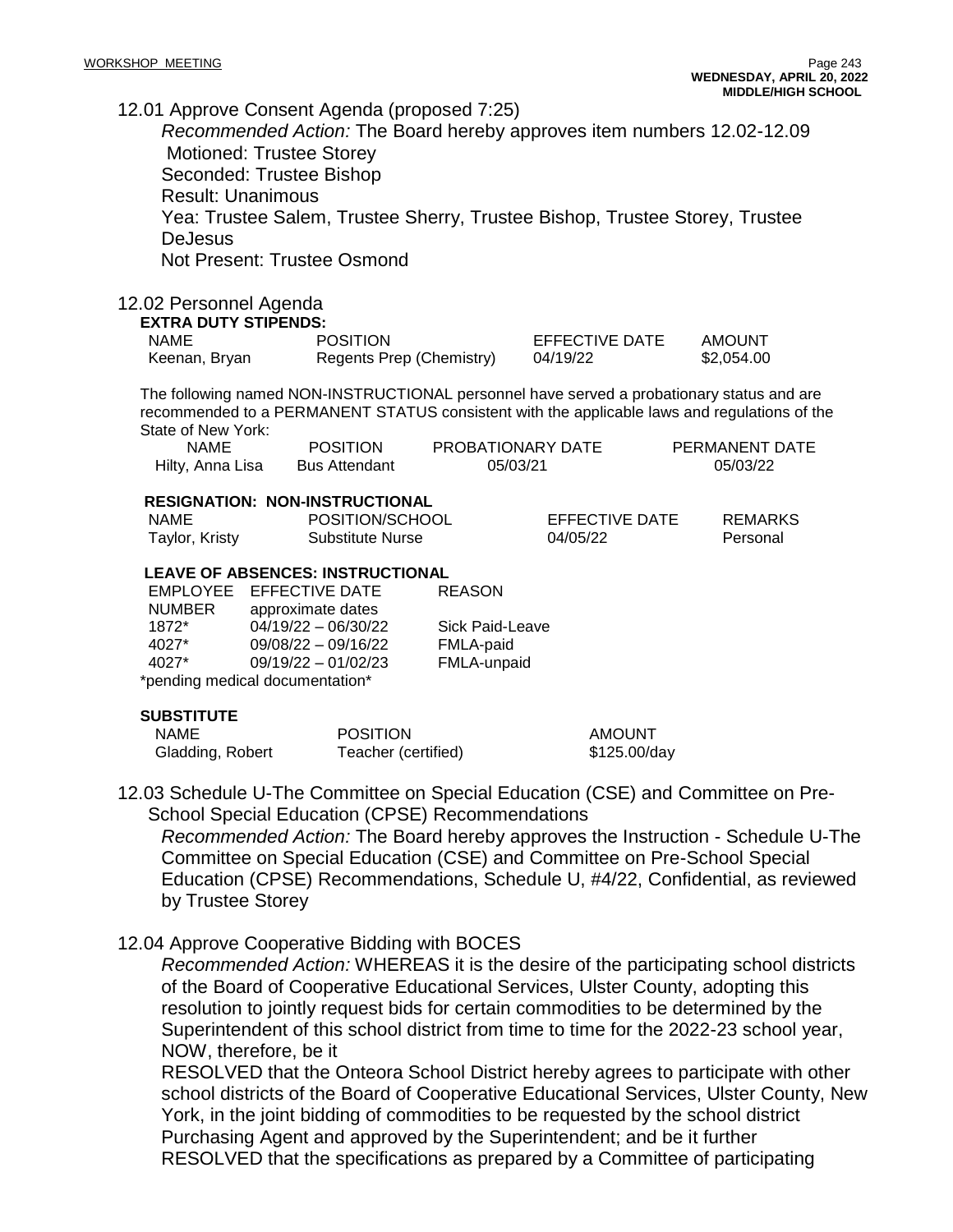12.01 Approve Consent Agenda (proposed 7:25)

*Recommended Action:* The Board hereby approves item numbers 12.02-12.09
Motioned: Trustee Storey
Seconded: Trustee Bishop
Result: Unanimous
Yea: Trustee Salem, Trustee Sherry, Trustee Bishop, Trustee Storey, Trustee DeJesus
Not Present: Trustee Osmond

12.02 Personnel Agenda

**EXTRA DUTY STIPENDS:**

| NAME | POSITION | EFFECTIVE DATE | AMOUNT |
|---|---|---|---|
| Keenan, Bryan | Regents Prep (Chemistry) | 04/19/22 | $2,054.00 |

The following named NON-INSTRUCTIONAL personnel have served a probationary status and are recommended to a PERMANENT STATUS consistent with the applicable laws and regulations of the State of New York:

| NAME | POSITION | PROBATIONARY DATE | PERMANENT DATE |
|---|---|---|---|
| Hilty, Anna Lisa | Bus Attendant | 05/03/21 | 05/03/22 |

**RESIGNATION: NON-INSTRUCTIONAL**

| NAME | POSITION/SCHOOL | EFFECTIVE DATE | REMARKS |
|---|---|---|---|
| Taylor, Kristy | Substitute Nurse | 04/05/22 | Personal |

**LEAVE OF ABSENCES: INSTRUCTIONAL**

| EMPLOYEE NUMBER | EFFECTIVE DATE approximate dates | REASON |
|---|---|---|
| 1872* | 04/19/22 – 06/30/22 | Sick Paid-Leave |
| 4027* | 09/08/22 – 09/16/22 | FMLA-paid |
| 4027* | 09/19/22 – 01/02/23 | FMLA-unpaid |

*pending medical documentation*

**SUBSTITUTE**

| NAME | POSITION | AMOUNT |
|---|---|---|
| Gladding, Robert | Teacher (certified) | $125.00/day |

12.03 Schedule U-The Committee on Special Education (CSE) and Committee on Pre-School Special Education (CPSE) Recommendations

*Recommended Action:* The Board hereby approves the Instruction - Schedule U-The Committee on Special Education (CSE) and Committee on Pre-School Special Education (CPSE) Recommendations, Schedule U, #4/22, Confidential, as reviewed by Trustee Storey

12.04 Approve Cooperative Bidding with BOCES

*Recommended Action:* WHEREAS it is the desire of the participating school districts of the Board of Cooperative Educational Services, Ulster County, adopting this resolution to jointly request bids for certain commodities to be determined by the Superintendent of this school district from time to time for the 2022-23 school year, NOW, therefore, be it

RESOLVED that the Onteora School District hereby agrees to participate with other school districts of the Board of Cooperative Educational Services, Ulster County, New York, in the joint bidding of commodities to be requested by the school district Purchasing Agent and approved by the Superintendent; and be it further

RESOLVED that the specifications as prepared by a Committee of participating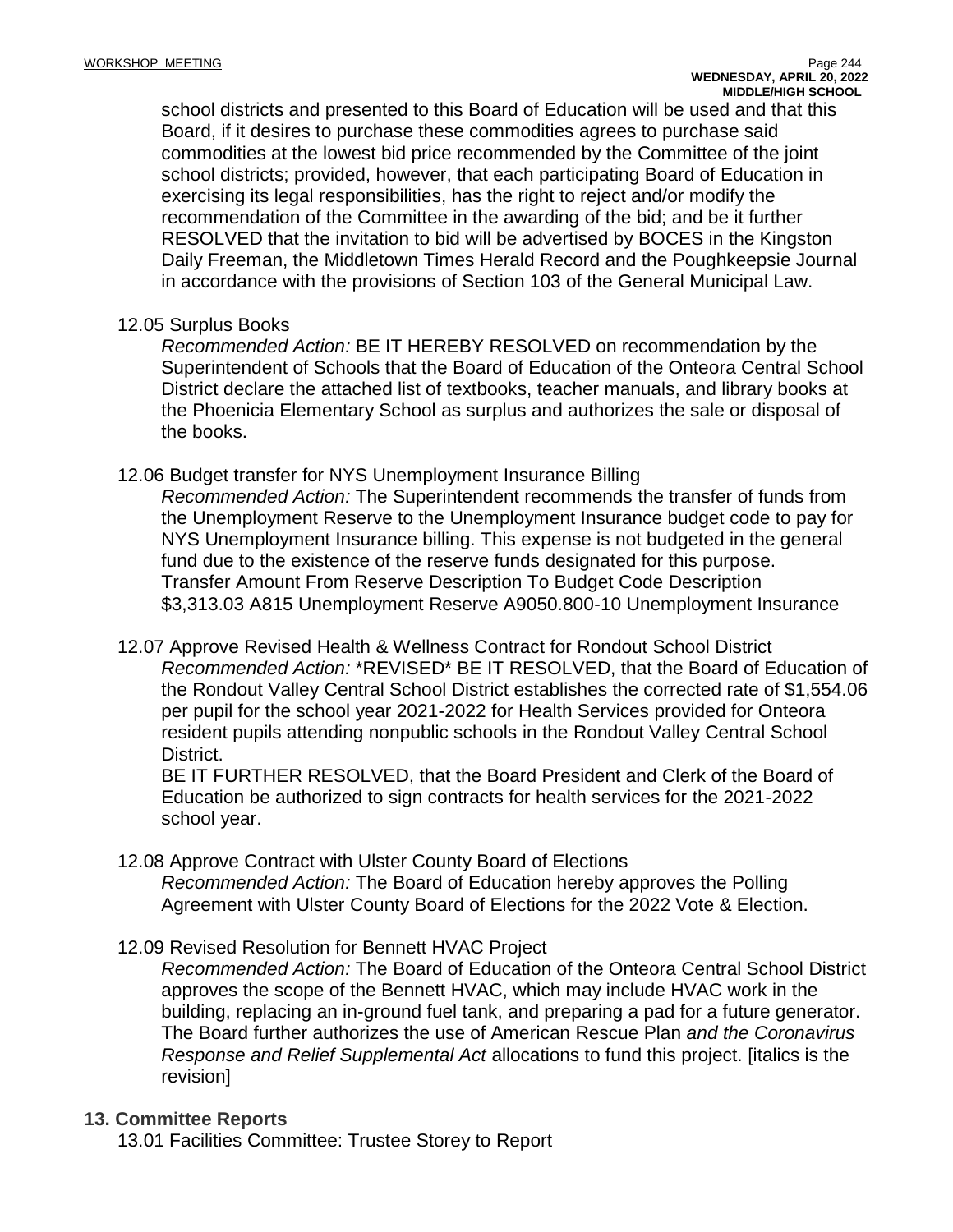school districts and presented to this Board of Education will be used and that this Board, if it desires to purchase these commodities agrees to purchase said commodities at the lowest bid price recommended by the Committee of the joint school districts; provided, however, that each participating Board of Education in exercising its legal responsibilities, has the right to reject and/or modify the recommendation of the Committee in the awarding of the bid; and be it further RESOLVED that the invitation to bid will be advertised by BOCES in the Kingston Daily Freeman, the Middletown Times Herald Record and the Poughkeepsie Journal in accordance with the provisions of Section 103 of the General Municipal Law.

12.05 Surplus Books

*Recommended Action:* BE IT HEREBY RESOLVED on recommendation by the Superintendent of Schools that the Board of Education of the Onteora Central School District declare the attached list of textbooks, teacher manuals, and library books at the Phoenicia Elementary School as surplus and authorizes the sale or disposal of the books.

12.06 Budget transfer for NYS Unemployment Insurance Billing

*Recommended Action:* The Superintendent recommends the transfer of funds from the Unemployment Reserve to the Unemployment Insurance budget code to pay for NYS Unemployment Insurance billing. This expense is not budgeted in the general fund due to the existence of the reserve funds designated for this purpose.
Transfer Amount From Reserve Description To Budget Code Description
$3,313.03 A815 Unemployment Reserve A9050.800-10 Unemployment Insurance

12.07 Approve Revised Health & Wellness Contract for Rondout School District

*Recommended Action:* \*REVISED\* BE IT RESOLVED, that the Board of Education of the Rondout Valley Central School District establishes the corrected rate of $1,554.06 per pupil for the school year 2021-2022 for Health Services provided for Onteora resident pupils attending nonpublic schools in the Rondout Valley Central School District.

BE IT FURTHER RESOLVED, that the Board President and Clerk of the Board of Education be authorized to sign contracts for health services for the 2021-2022 school year.

12.08 Approve Contract with Ulster County Board of Elections

*Recommended Action:* The Board of Education hereby approves the Polling Agreement with Ulster County Board of Elections for the 2022 Vote & Election.

12.09 Revised Resolution for Bennett HVAC Project

*Recommended Action:* The Board of Education of the Onteora Central School District approves the scope of the Bennett HVAC, which may include HVAC work in the building, replacing an in-ground fuel tank, and preparing a pad for a future generator. The Board further authorizes the use of American Rescue Plan *and the Coronavirus Response and Relief Supplemental Act* allocations to fund this project. [italics is the revision]

## 13. Committee Reports

13.01 Facilities Committee: Trustee Storey to Report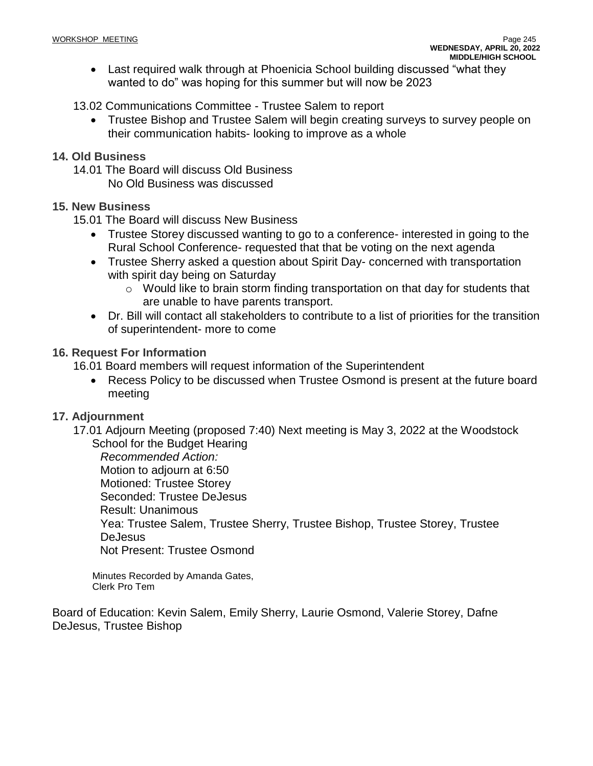- Last required walk through at Phoenicia School building discussed "what they wanted to do" was hoping for this summer but will now be 2023

13.02 Communications Committee - Trustee Salem to report

- Trustee Bishop and Trustee Salem will begin creating surveys to survey people on their communication habits- looking to improve as a whole

**14. Old Business**

14.01 The Board will discuss Old Business

No Old Business was discussed

**15. New Business**

15.01 The Board will discuss New Business

- Trustee Storey discussed wanting to go to a conference- interested in going to the Rural School Conference- requested that that be voting on the next agenda
- Trustee Sherry asked a question about Spirit Day- concerned with transportation with spirit day being on Saturday
  - Would like to brain storm finding transportation on that day for students that are unable to have parents transport.
- Dr. Bill will contact all stakeholders to contribute to a list of priorities for the transition of superintendent- more to come

**16. Request For Information**

16.01 Board members will request information of the Superintendent

- Recess Policy to be discussed when Trustee Osmond is present at the future board meeting

**17. Adjournment**

17.01 Adjourn Meeting (proposed 7:40) Next meeting is May 3, 2022 at the Woodstock School for the Budget Hearing

*Recommended Action:*
Motion to adjourn at 6:50
Motioned: Trustee Storey
Seconded: Trustee DeJesus
Result: Unanimous
Yea: Trustee Salem, Trustee Sherry, Trustee Bishop, Trustee Storey, Trustee DeJesus
Not Present: Trustee Osmond

Minutes Recorded by Amanda Gates,
Clerk Pro Tem

Board of Education: Kevin Salem, Emily Sherry, Laurie Osmond, Valerie Storey, Dafne DeJesus, Trustee Bishop